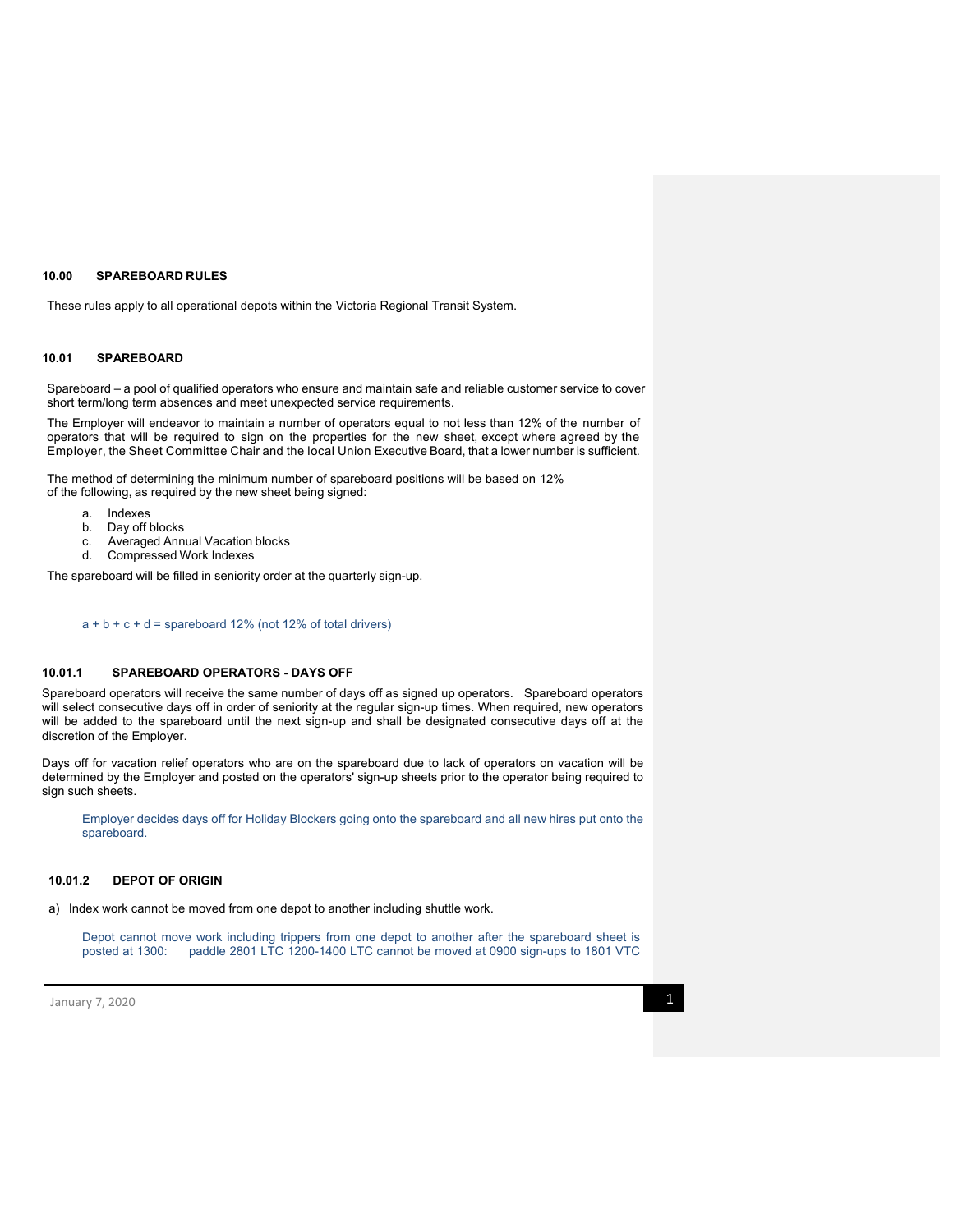## 10.00 SPAREBOARD RULES

These rules apply to all operational depots within the Victoria Regional Transit System.

### 10.01 SPAREBOARD

Spareboard – a pool of qualified operators who ensure and maintain safe and reliable customer service to cover short term/long term absences and meet unexpected service requirements.

The Employer will endeavor to maintain a number of operators equal to not less than 12% of the number of operators that will be required to sign on the properties for the new sheet, except where agreed by the Employer, the Sheet Committee Chair and the local Union Executive Board, that a lower number is sufficient.

The method of determining the minimum number of spareboard positions will be based on 12% of the following, as required by the new sheet being signed:

a. Indexes
b. Day off blocks
c. Averaged Annual Vacation blocks
d. Compressed Work Indexes

The spareboard will be filled in seniority order at the quarterly sign-up.

a + b + c + d = spareboard 12% (not 12% of total drivers)

#### 10.01.1 SPAREBOARD OPERATORS - DAYS OFF

Spareboard operators will receive the same number of days off as signed up operators. Spareboard operators will select consecutive days off in order of seniority at the regular sign-up times. When required, new operators will be added to the spareboard until the next sign-up and shall be designated consecutive days off at the discretion of the Employer.

Days off for vacation relief operators who are on the spareboard due to lack of operators on vacation will be determined by the Employer and posted on the operators' sign-up sheets prior to the operator being required to sign such sheets.

Employer decides days off for Holiday Blockers going onto the spareboard and all new hires put onto the spareboard.

#### 10.01.2 DEPOT OF ORIGIN

a) Index work cannot be moved from one depot to another including shuttle work.

Depot cannot move work including trippers from one depot to another after the spareboard sheet is posted at 1300: paddle 2801 LTC 1200-1400 LTC cannot be moved at 0900 sign-ups to 1801 VTC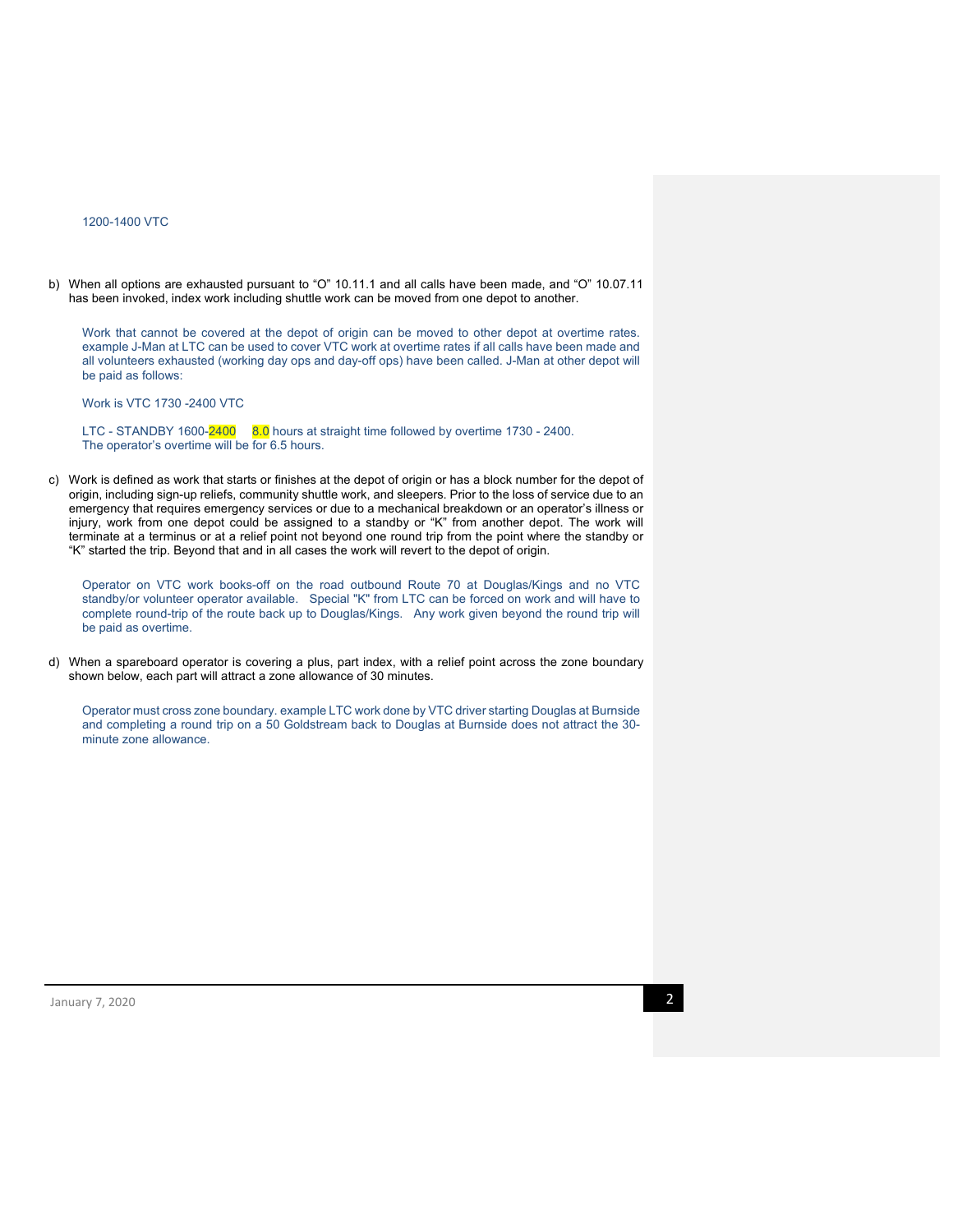1200-1400 VTC

b) When all options are exhausted pursuant to “O” 10.11.1 and all calls have been made, and “O” 10.07.11 has been invoked, index work including shuttle work can be moved from one depot to another.

    Work that cannot be covered at the depot of origin can be moved to other depot at overtime rates. example J-Man at LTC can be used to cover VTC work at overtime rates if all calls have been made and all volunteers exhausted (working day ops and day-off ops) have been called. J-Man at other depot will be paid as follows:

    Work is VTC 1730 -2400 VTC

    LTC - STANDBY 1600-2400    8.0 hours at straight time followed by overtime 1730 - 2400.
    The operator’s overtime will be for 6.5 hours.

c) Work is defined as work that starts or finishes at the depot of origin or has a block number for the depot of origin, including sign-up reliefs, community shuttle work, and sleepers. Prior to the loss of service due to an emergency that requires emergency services or due to a mechanical breakdown or an operator’s illness or injury, work from one depot could be assigned to a standby or “K” from another depot. The work will terminate at a terminus or at a relief point not beyond one round trip from the point where the standby or “K” started the trip. Beyond that and in all cases the work will revert to the depot of origin.

    Operator on VTC work books-off on the road outbound Route 70 at Douglas/Kings and no VTC standby/or volunteer operator available. Special "K" from LTC can be forced on work and will have to complete round-trip of the route back up to Douglas/Kings. Any work given beyond the round trip will be paid as overtime.

d) When a spareboard operator is covering a plus, part index, with a relief point across the zone boundary shown below, each part will attract a zone allowance of 30 minutes.

    Operator must cross zone boundary. example LTC work done by VTC driver starting Douglas at Burnside and completing a round trip on a 50 Goldstream back to Douglas at Burnside does not attract the 30-minute zone allowance.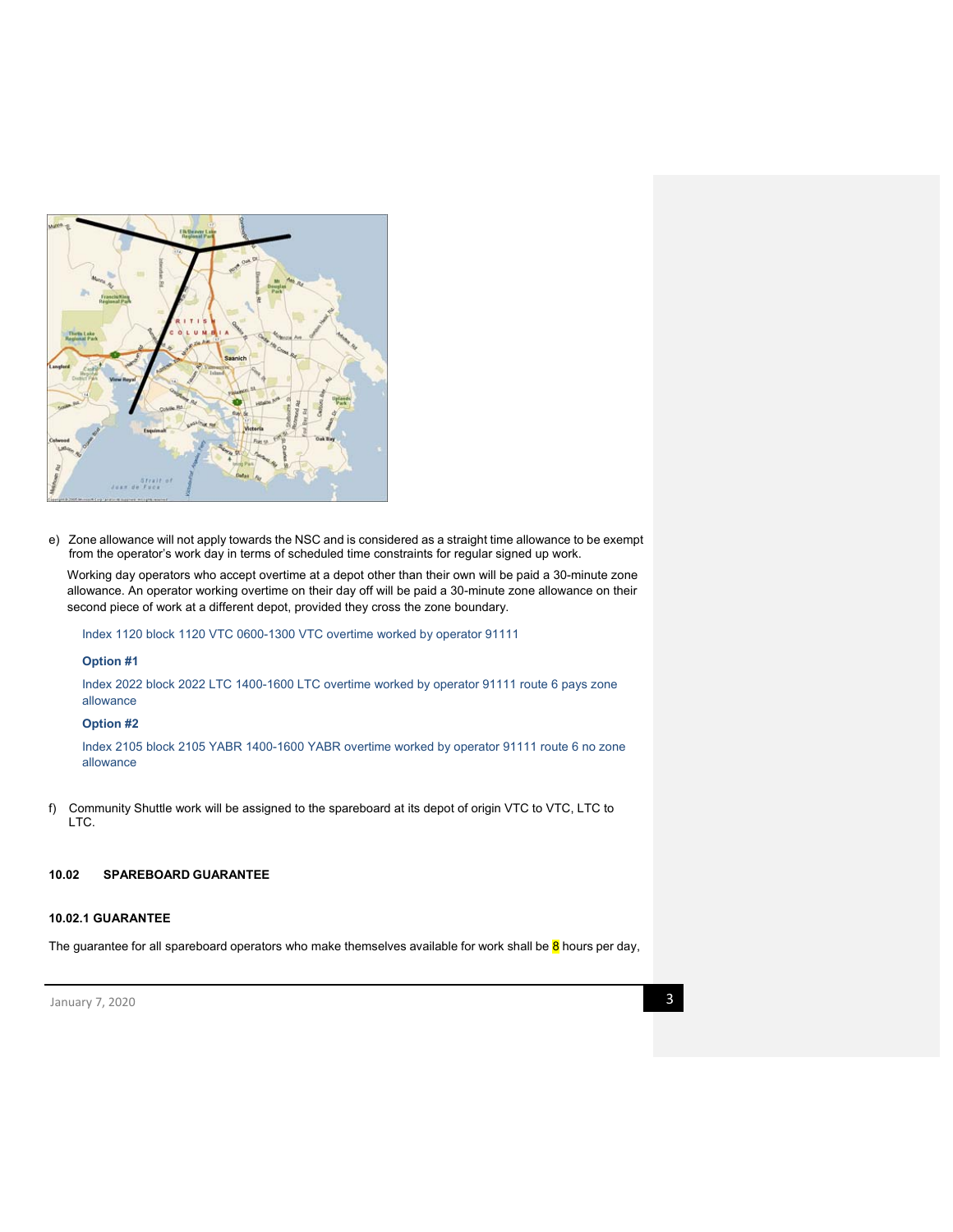e) Zone allowance will not apply towards the NSC and is considered as a straight time allowance to be exempt from the operator's work day in terms of scheduled time constraints for regular signed up work.

Working day operators who accept overtime at a depot other than their own will be paid a 30-minute zone allowance. An operator working overtime on their day off will be paid a 30-minute zone allowance on their second piece of work at a different depot, provided they cross the zone boundary.

Index 1120 block 1120 VTC 0600-1300 VTC overtime worked by operator 91111

**Option #1**

Index 2022 block 2022 LTC 1400-1600 LTC overtime worked by operator 91111 route 6 pays zone allowance

**Option #2**

Index 2105 block 2105 YABR 1400-1600 YABR overtime worked by operator 91111 route 6 no zone allowance

f) Community Shuttle work will be assigned to the spareboard at its depot of origin VTC to VTC, LTC to LTC.

## 10.02 SPAREBOARD GUARANTEE

### 10.02.1 GUARANTEE

The guarantee for all spareboard operators who make themselves available for work shall be 8 hours per day,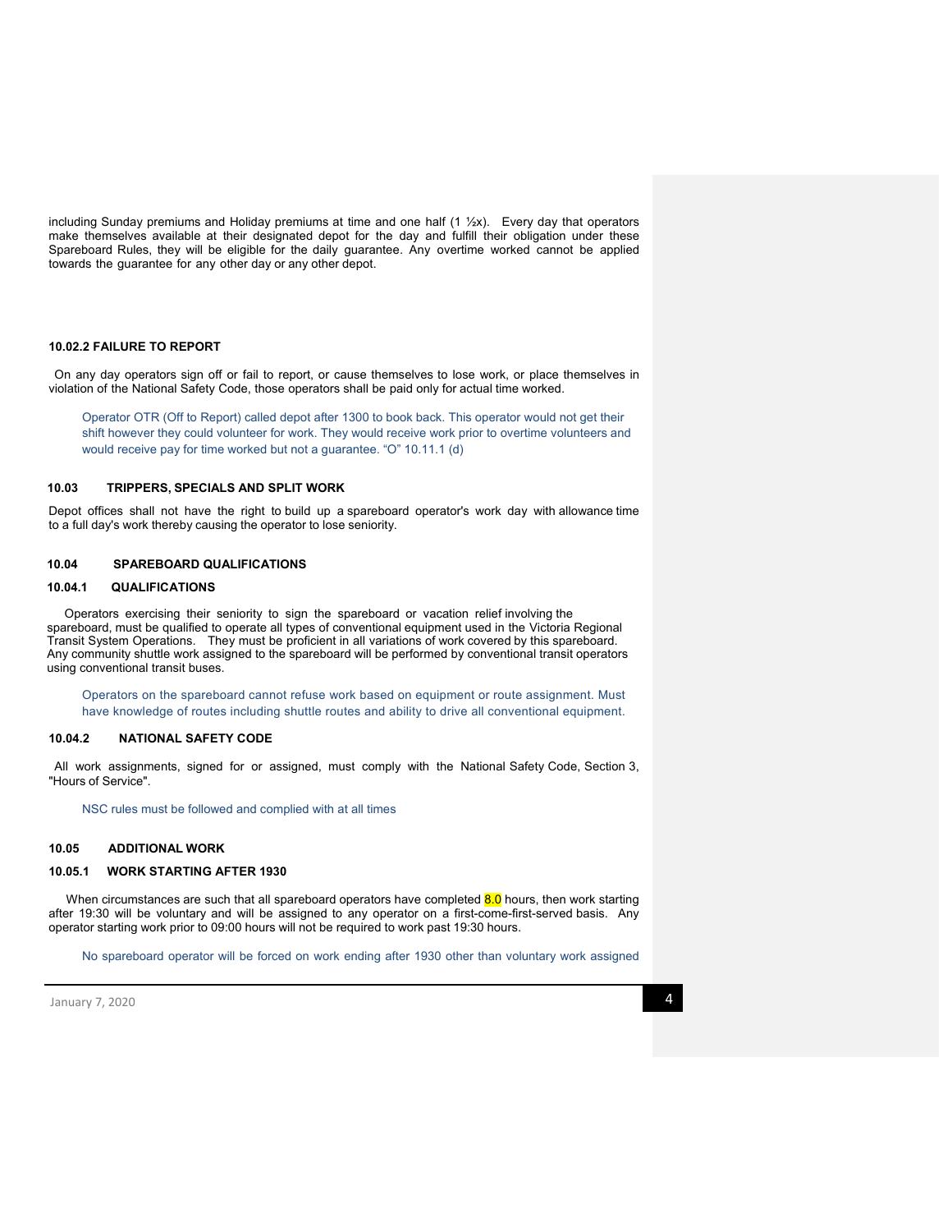including Sunday premiums and Holiday premiums at time and one half (1 ½x). Every day that operators make themselves available at their designated depot for the day and fulfill their obligation under these Spareboard Rules, they will be eligible for the daily guarantee. Any overtime worked cannot be applied towards the guarantee for any other day or any other depot.

#### 10.02.2 FAILURE TO REPORT

On any day operators sign off or fail to report, or cause themselves to lose work, or place themselves in violation of the National Safety Code, those operators shall be paid only for actual time worked.

> Operator OTR (Off to Report) called depot after 1300 to book back. This operator would not get their shift however they could volunteer for work. They would receive work prior to overtime volunteers and would receive pay for time worked but not a guarantee. "O" 10.11.1 (d)

### 10.03 TRIPPERS, SPECIALS AND SPLIT WORK

Depot offices shall not have the right to build up a spareboard operator's work day with allowance time to a full day's work thereby causing the operator to lose seniority.

### 10.04 SPAREBOARD QUALIFICATIONS

#### 10.04.1 QUALIFICATIONS

Operators exercising their seniority to sign the spareboard or vacation relief involving the spareboard, must be qualified to operate all types of conventional equipment used in the Victoria Regional Transit System Operations. They must be proficient in all variations of work covered by this spareboard. Any community shuttle work assigned to the spareboard will be performed by conventional transit operators using conventional transit buses.

> Operators on the spareboard cannot refuse work based on equipment or route assignment. Must have knowledge of routes including shuttle routes and ability to drive all conventional equipment.

#### 10.04.2 NATIONAL SAFETY CODE

All work assignments, signed for or assigned, must comply with the National Safety Code, Section 3, "Hours of Service".

> NSC rules must be followed and complied with at all times

### 10.05 ADDITIONAL WORK

#### 10.05.1 WORK STARTING AFTER 1930

When circumstances are such that all spareboard operators have completed 8.0 hours, then work starting after 19:30 will be voluntary and will be assigned to any operator on a first-come-first-served basis. Any operator starting work prior to 09:00 hours will not be required to work past 19:30 hours.

> No spareboard operator will be forced on work ending after 1930 other than voluntary work assigned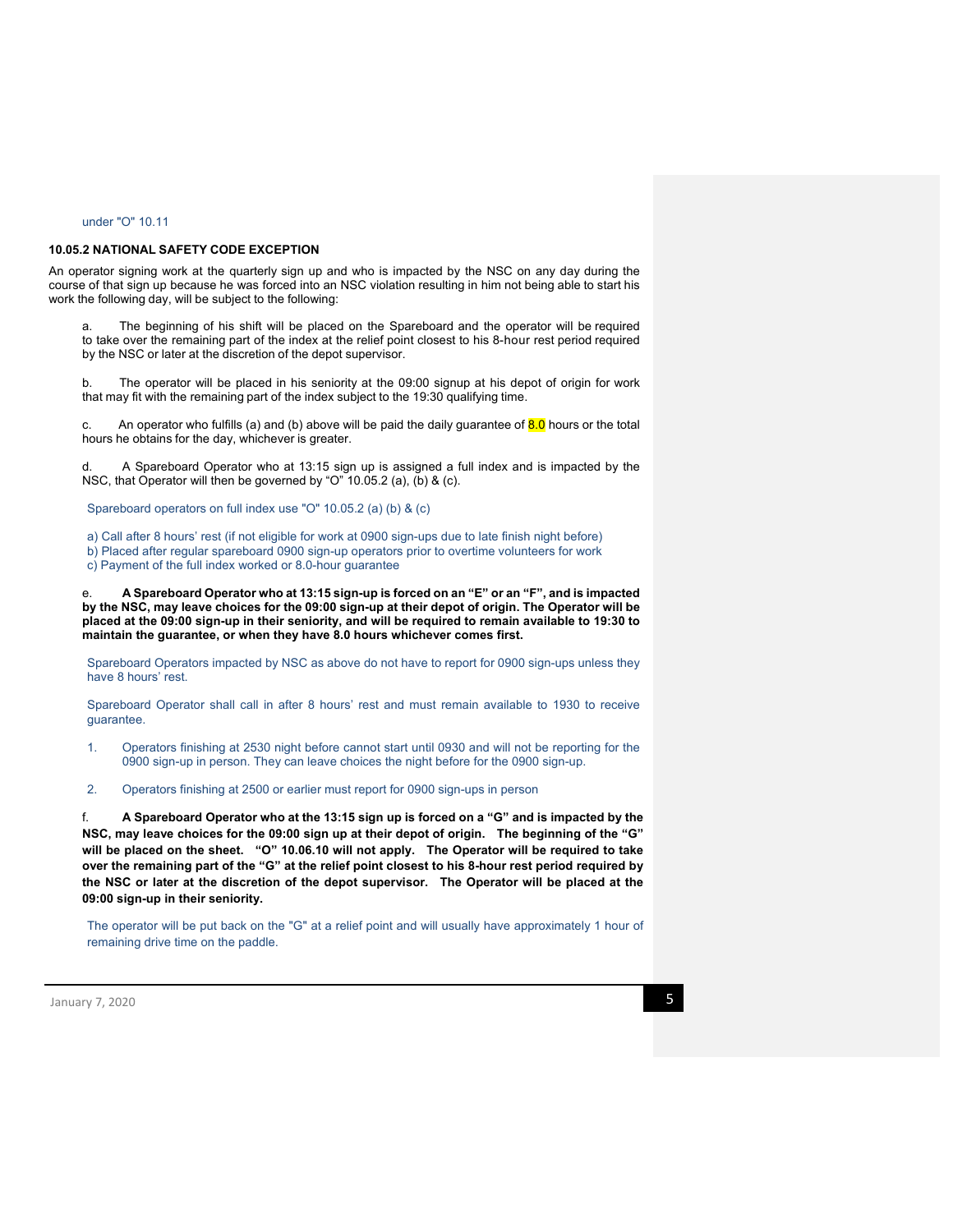under "O" 10.11

### 10.05.2 NATIONAL SAFETY CODE EXCEPTION

An operator signing work at the quarterly sign up and who is impacted by the NSC on any day during the course of that sign up because he was forced into an NSC violation resulting in him not being able to start his work the following day, will be subject to the following:

a. The beginning of his shift will be placed on the Spareboard and the operator will be required to take over the remaining part of the index at the relief point closest to his 8-hour rest period required by the NSC or later at the discretion of the depot supervisor.

b. The operator will be placed in his seniority at the 09:00 signup at his depot of origin for work that may fit with the remaining part of the index subject to the 19:30 qualifying time.

c. An operator who fulfills (a) and (b) above will be paid the daily guarantee of 8.0 hours or the total hours he obtains for the day, whichever is greater.

d. A Spareboard Operator who at 13:15 sign up is assigned a full index and is impacted by the NSC, that Operator will then be governed by "O" 10.05.2 (a), (b) & (c).

Spareboard operators on full index use "O" 10.05.2 (a) (b) & (c)

a) Call after 8 hours' rest (if not eligible for work at 0900 sign-ups due to late finish night before)
b) Placed after regular spareboard 0900 sign-up operators prior to overtime volunteers for work
c) Payment of the full index worked or 8.0-hour guarantee

e. **A Spareboard Operator who at 13:15 sign-up is forced on an "E" or an "F", and is impacted by the NSC, may leave choices for the 09:00 sign-up at their depot of origin. The Operator will be placed at the 09:00 sign-up in their seniority, and will be required to remain available to 19:30 to maintain the guarantee, or when they have 8.0 hours whichever comes first.**

Spareboard Operators impacted by NSC as above do not have to report for 0900 sign-ups unless they have 8 hours' rest.

Spareboard Operator shall call in after 8 hours' rest and must remain available to 1930 to receive guarantee.

1. Operators finishing at 2530 night before cannot start until 0930 and will not be reporting for the 0900 sign-up in person. They can leave choices the night before for the 0900 sign-up.
2. Operators finishing at 2500 or earlier must report for 0900 sign-ups in person

f. **A Spareboard Operator who at the 13:15 sign up is forced on a "G" and is impacted by the NSC, may leave choices for the 09:00 sign up at their depot of origin. The beginning of the "G" will be placed on the sheet. "O" 10.06.10 will not apply. The Operator will be required to take over the remaining part of the "G" at the relief point closest to his 8-hour rest period required by the NSC or later at the discretion of the depot supervisor. The Operator will be placed at the 09:00 sign-up in their seniority.**

The operator will be put back on the "G" at a relief point and will usually have approximately 1 hour of remaining drive time on the paddle.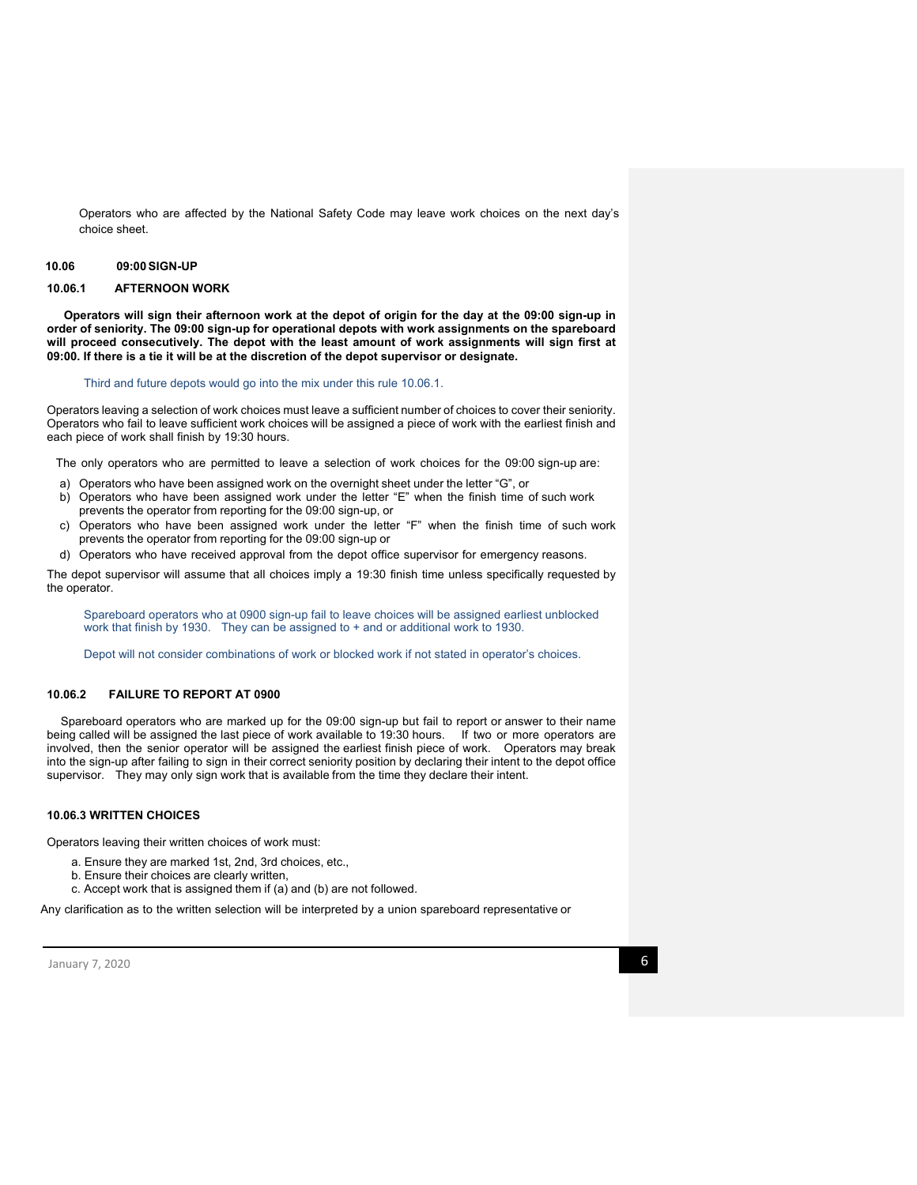Operators who are affected by the National Safety Code may leave work choices on the next day's choice sheet.

### 10.06 09:00 SIGN-UP

#### 10.06.1 AFTERNOON WORK

**Operators will sign their afternoon work at the depot of origin for the day at the 09:00 sign-up in order of seniority. The 09:00 sign-up for operational depots with work assignments on the spareboard will proceed consecutively. The depot with the least amount of work assignments will sign first at 09:00. If there is a tie it will be at the discretion of the depot supervisor or designate.**

Third and future depots would go into the mix under this rule 10.06.1.

Operators leaving a selection of work choices must leave a sufficient number of choices to cover their seniority. Operators who fail to leave sufficient work choices will be assigned a piece of work with the earliest finish and each piece of work shall finish by 19:30 hours.

The only operators who are permitted to leave a selection of work choices for the 09:00 sign-up are:

a) Operators who have been assigned work on the overnight sheet under the letter "G", or
b) Operators who have been assigned work under the letter "E" when the finish time of such work prevents the operator from reporting for the 09:00 sign-up, or
c) Operators who have been assigned work under the letter "F" when the finish time of such work prevents the operator from reporting for the 09:00 sign-up or
d) Operators who have received approval from the depot office supervisor for emergency reasons.

The depot supervisor will assume that all choices imply a 19:30 finish time unless specifically requested by the operator.

Spareboard operators who at 0900 sign-up fail to leave choices will be assigned earliest unblocked work that finish by 1930. They can be assigned to + and or additional work to 1930.

Depot will not consider combinations of work or blocked work if not stated in operator's choices.

#### 10.06.2 FAILURE TO REPORT AT 0900

Spareboard operators who are marked up for the 09:00 sign-up but fail to report or answer to their name being called will be assigned the last piece of work available to 19:30 hours. If two or more operators are involved, then the senior operator will be assigned the earliest finish piece of work. Operators may break into the sign-up after failing to sign in their correct seniority position by declaring their intent to the depot office supervisor. They may only sign work that is available from the time they declare their intent.

#### 10.06.3 WRITTEN CHOICES

Operators leaving their written choices of work must:

a. Ensure they are marked 1st, 2nd, 3rd choices, etc.,
b. Ensure their choices are clearly written,
c. Accept work that is assigned them if (a) and (b) are not followed.

Any clarification as to the written selection will be interpreted by a union spareboard representative or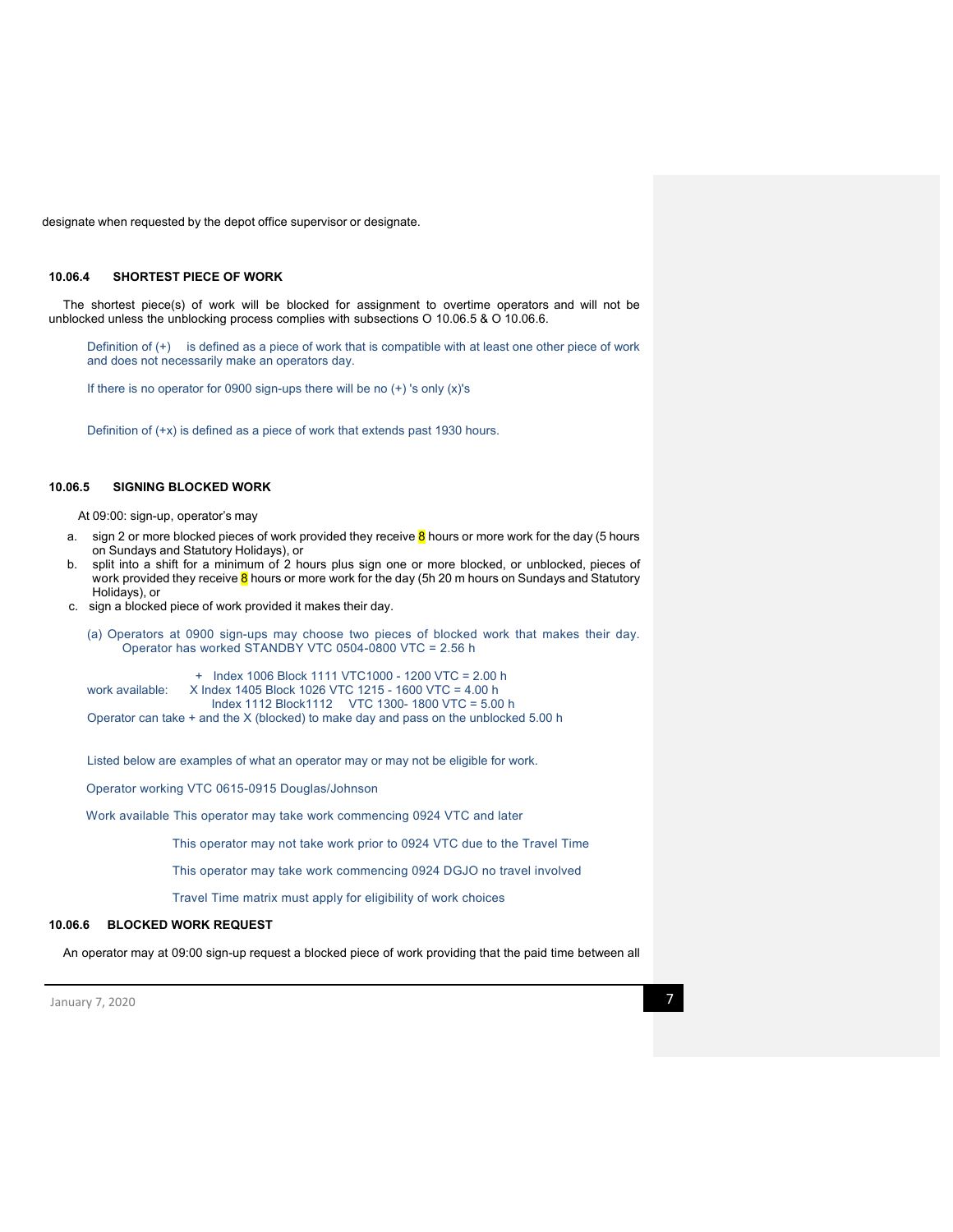designate when requested by the depot office supervisor or designate.

### 10.06.4 SHORTEST PIECE OF WORK

The shortest piece(s) of work will be blocked for assignment to overtime operators and will not be unblocked unless the unblocking process complies with subsections O 10.06.5 & O 10.06.6.

Definition of (+) is defined as a piece of work that is compatible with at least one other piece of work and does not necessarily make an operators day.

If there is no operator for 0900 sign-ups there will be no (+) 's only (x)'s

Definition of (+x) is defined as a piece of work that extends past 1930 hours.

### 10.06.5 SIGNING BLOCKED WORK

At 09:00: sign-up, operator's may

a. sign 2 or more blocked pieces of work provided they receive 8 hours or more work for the day (5 hours on Sundays and Statutory Holidays), or
b. split into a shift for a minimum of 2 hours plus sign one or more blocked, or unblocked, pieces of work provided they receive 8 hours or more work for the day (5h 20 m hours on Sundays and Statutory Holidays), or
c. sign a blocked piece of work provided it makes their day.

(a) Operators at 0900 sign-ups may choose two pieces of blocked work that makes their day. Operator has worked STANDBY VTC 0504-0800 VTC = 2.56 h

work available:
+ Index 1006 Block 1111 VTC1000 - 1200 VTC = 2.00 h
X Index 1405 Block 1026 VTC 1215 - 1600 VTC = 4.00 h
Index 1112 Block1112 VTC 1300- 1800 VTC = 5.00 h

Operator can take + and the X (blocked) to make day and pass on the unblocked 5.00 h

Listed below are examples of what an operator may or may not be eligible for work.

Operator working VTC 0615-0915 Douglas/Johnson

Work available This operator may take work commencing 0924 VTC and later

This operator may not take work prior to 0924 VTC due to the Travel Time

This operator may take work commencing 0924 DGJO no travel involved

Travel Time matrix must apply for eligibility of work choices

### 10.06.6 BLOCKED WORK REQUEST

An operator may at 09:00 sign-up request a blocked piece of work providing that the paid time between all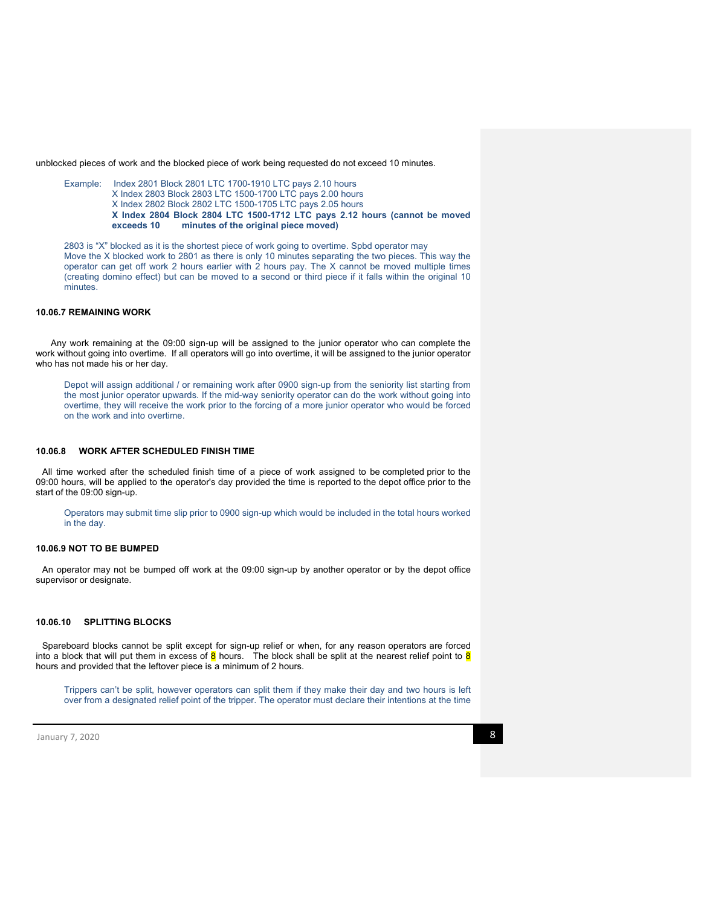unblocked pieces of work and the blocked piece of work being requested do not exceed 10 minutes.

> Example: Index 2801 Block 2801 LTC 1700-1910 LTC pays 2.10 hours
> X Index 2803 Block 2803 LTC 1500-1700 LTC pays 2.00 hours
> X Index 2802 Block 2802 LTC 1500-1705 LTC pays 2.05 hours
> **X Index 2804 Block 2804 LTC 1500-1712 LTC pays 2.12 hours (cannot be moved exceeds 10 minutes of the original piece moved)**
>
> 2803 is "X" blocked as it is the shortest piece of work going to overtime. Spbd operator may Move the X blocked work to 2801 as there is only 10 minutes separating the two pieces. This way the operator can get off work 2 hours earlier with 2 hours pay. The X cannot be moved multiple times (creating domino effect) but can be moved to a second or third piece if it falls within the original 10 minutes.

### 10.06.7 REMAINING WORK

Any work remaining at the 09:00 sign-up will be assigned to the junior operator who can complete the work without going into overtime. If all operators will go into overtime, it will be assigned to the junior operator who has not made his or her day.

> Depot will assign additional / or remaining work after 0900 sign-up from the seniority list starting from the most junior operator upwards. If the mid-way seniority operator can do the work without going into overtime, they will receive the work prior to the forcing of a more junior operator who would be forced on the work and into overtime.

### 10.06.8 WORK AFTER SCHEDULED FINISH TIME

All time worked after the scheduled finish time of a piece of work assigned to be completed prior to the 09:00 hours, will be applied to the operator's day provided the time is reported to the depot office prior to the start of the 09:00 sign-up.

> Operators may submit time slip prior to 0900 sign-up which would be included in the total hours worked in the day.

### 10.06.9 NOT TO BE BUMPED

An operator may not be bumped off work at the 09:00 sign-up by another operator or by the depot office supervisor or designate.

### 10.06.10 SPLITTING BLOCKS

Spareboard blocks cannot be split except for sign-up relief or when, for any reason operators are forced into a block that will put them in excess of 8 hours. The block shall be split at the nearest relief point to 8 hours and provided that the leftover piece is a minimum of 2 hours.

> Trippers can't be split, however operators can split them if they make their day and two hours is left over from a designated relief point of the tripper. The operator must declare their intentions at the time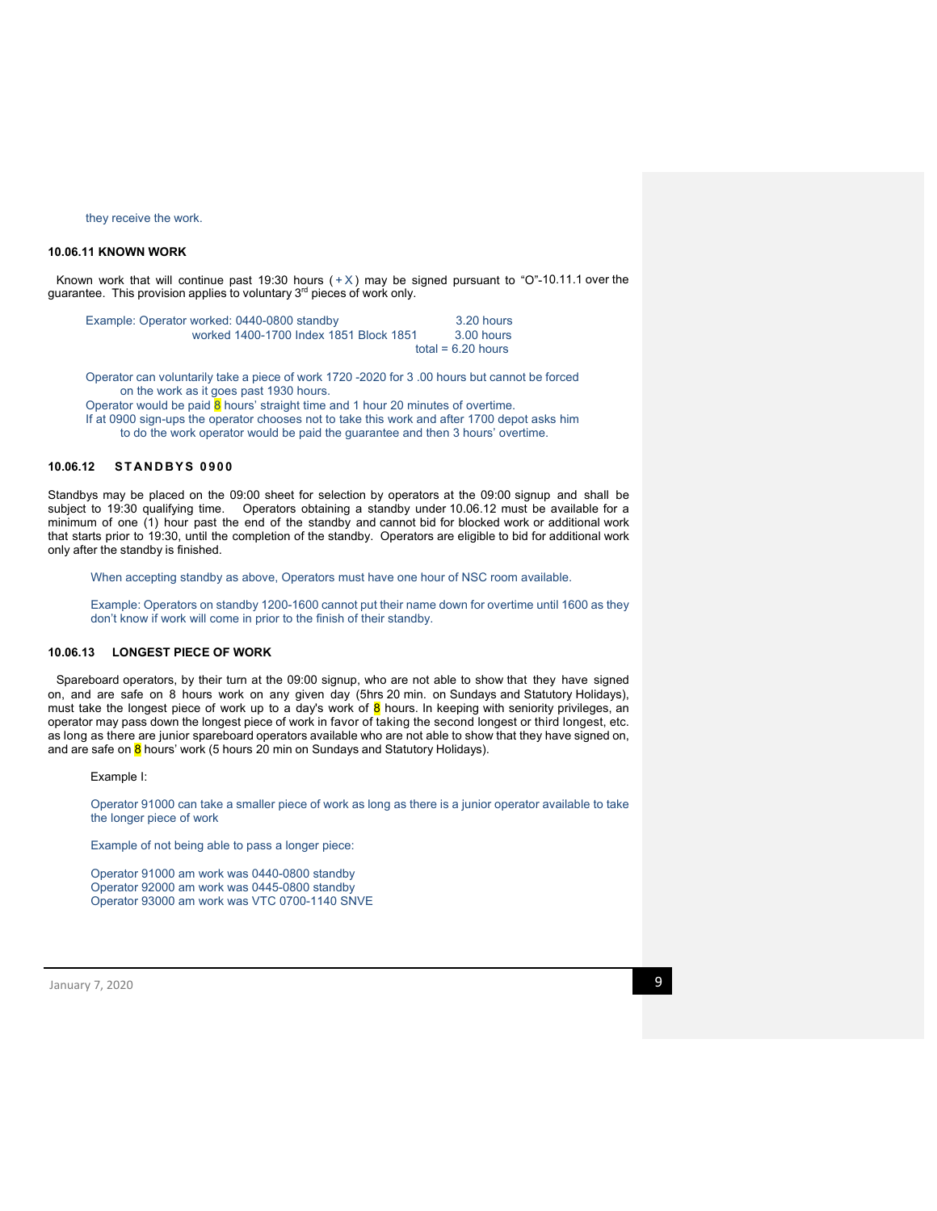they receive the work.

### 10.06.11 KNOWN WORK

Known work that will continue past 19:30 hours ( + X ) may be signed pursuant to "O"-10.11.1 over the guarantee. This provision applies to voluntary 3rd pieces of work only.

Example: Operator worked: 0440-0800 standby 3.20 hours
worked 1400-1700 Index 1851 Block 1851 3.00 hours
total = 6.20 hours

Operator can voluntarily take a piece of work 1720 -2020 for 3 .00 hours but cannot be forced on the work as it goes past 1930 hours.
Operator would be paid 8 hours' straight time and 1 hour 20 minutes of overtime.
If at 0900 sign-ups the operator chooses not to take this work and after 1700 depot asks him to do the work operator would be paid the guarantee and then 3 hours' overtime.

### 10.06.12 STANDBYS 0900

Standbys may be placed on the 09:00 sheet for selection by operators at the 09:00 signup and shall be subject to 19:30 qualifying time. Operators obtaining a standby under 10.06.12 must be available for a minimum of one (1) hour past the end of the standby and cannot bid for blocked work or additional work that starts prior to 19:30, until the completion of the standby. Operators are eligible to bid for additional work only after the standby is finished.

When accepting standby as above, Operators must have one hour of NSC room available.

Example: Operators on standby 1200-1600 cannot put their name down for overtime until 1600 as they don't know if work will come in prior to the finish of their standby.

### 10.06.13 LONGEST PIECE OF WORK

Spareboard operators, by their turn at the 09:00 signup, who are not able to show that they have signed on, and are safe on 8 hours work on any given day (5hrs 20 min. on Sundays and Statutory Holidays), must take the longest piece of work up to a day's work of 8 hours. In keeping with seniority privileges, an operator may pass down the longest piece of work in favor of taking the second longest or third longest, etc. as long as there are junior spareboard operators available who are not able to show that they have signed on, and are safe on 8 hours' work (5 hours 20 min on Sundays and Statutory Holidays).

Example I:

Operator 91000 can take a smaller piece of work as long as there is a junior operator available to take the longer piece of work

Example of not being able to pass a longer piece:

Operator 91000 am work was 0440-0800 standby
Operator 92000 am work was 0445-0800 standby
Operator 93000 am work was VTC 0700-1140 SNVE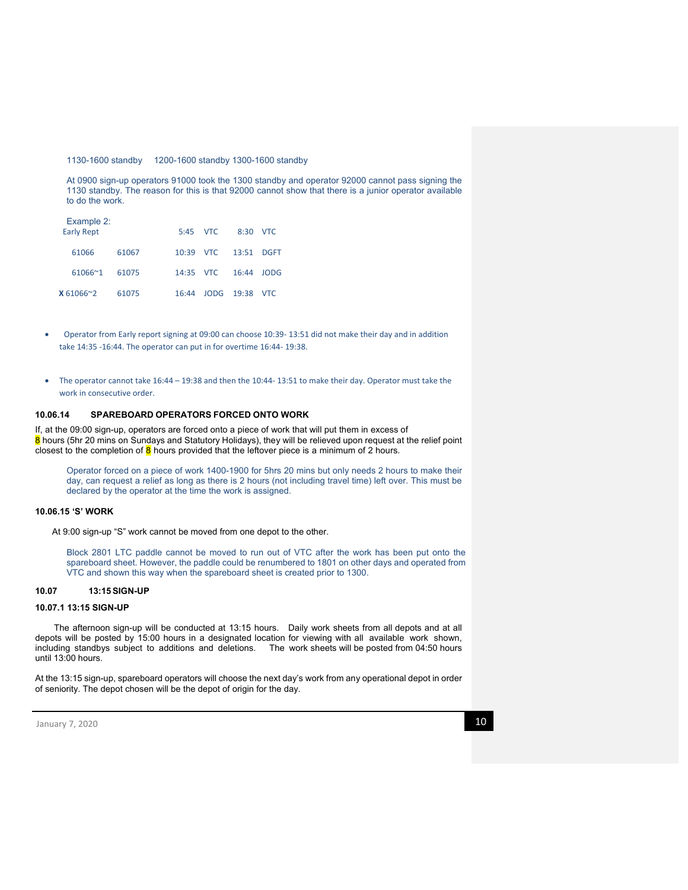1130-1600 standby 1200-1600 standby 1300-1600 standby

At 0900 sign-up operators 91000 took the 1300 standby and operator 92000 cannot pass signing the 1130 standby. The reason for this is that 92000 cannot show that there is a junior operator available to do the work.

Example 2:

| | | | | | |
|---|---|---|---|---|---|
| Early Rept | | 5:45 | VTC | 8:30 | VTC |
| 61066 | 61067 | 10:39 | VTC | 13:51 | DGFT |
| 61066~1 | 61075 | 14:35 | VTC | 16:44 | JODG |
| **X** 61066~2 | 61075 | 16:44 | JODG | 19:38 | VTC |

- Operator from Early report signing at 09:00 can choose 10:39- 13:51 did not make their day and in addition take 14:35 -16:44. The operator can put in for overtime 16:44- 19:38.
- The operator cannot take 16:44 – 19:38 and then the 10:44- 13:51 to make their day. Operator must take the work in consecutive order.

### 10.06.14 SPAREBOARD OPERATORS FORCED ONTO WORK

If, at the 09:00 sign-up, operators are forced onto a piece of work that will put them in excess of 8 hours (5hr 20 mins on Sundays and Statutory Holidays), they will be relieved upon request at the relief point closest to the completion of 8 hours provided that the leftover piece is a minimum of 2 hours.

Operator forced on a piece of work 1400-1900 for 5hrs 20 mins but only needs 2 hours to make their day, can request a relief as long as there is 2 hours (not including travel time) left over. This must be declared by the operator at the time the work is assigned.

### 10.06.15 'S' WORK

At 9:00 sign-up "S" work cannot be moved from one depot to the other.

Block 2801 LTC paddle cannot be moved to run out of VTC after the work has been put onto the spareboard sheet. However, the paddle could be renumbered to 1801 on other days and operated from VTC and shown this way when the spareboard sheet is created prior to 1300.

## 10.07 13:15 SIGN-UP

### 10.07.1 13:15 SIGN-UP

The afternoon sign-up will be conducted at 13:15 hours. Daily work sheets from all depots and at all depots will be posted by 15:00 hours in a designated location for viewing with all available work shown, including standbys subject to additions and deletions. The work sheets will be posted from 04:50 hours until 13:00 hours.

At the 13:15 sign-up, spareboard operators will choose the next day's work from any operational depot in order of seniority. The depot chosen will be the depot of origin for the day.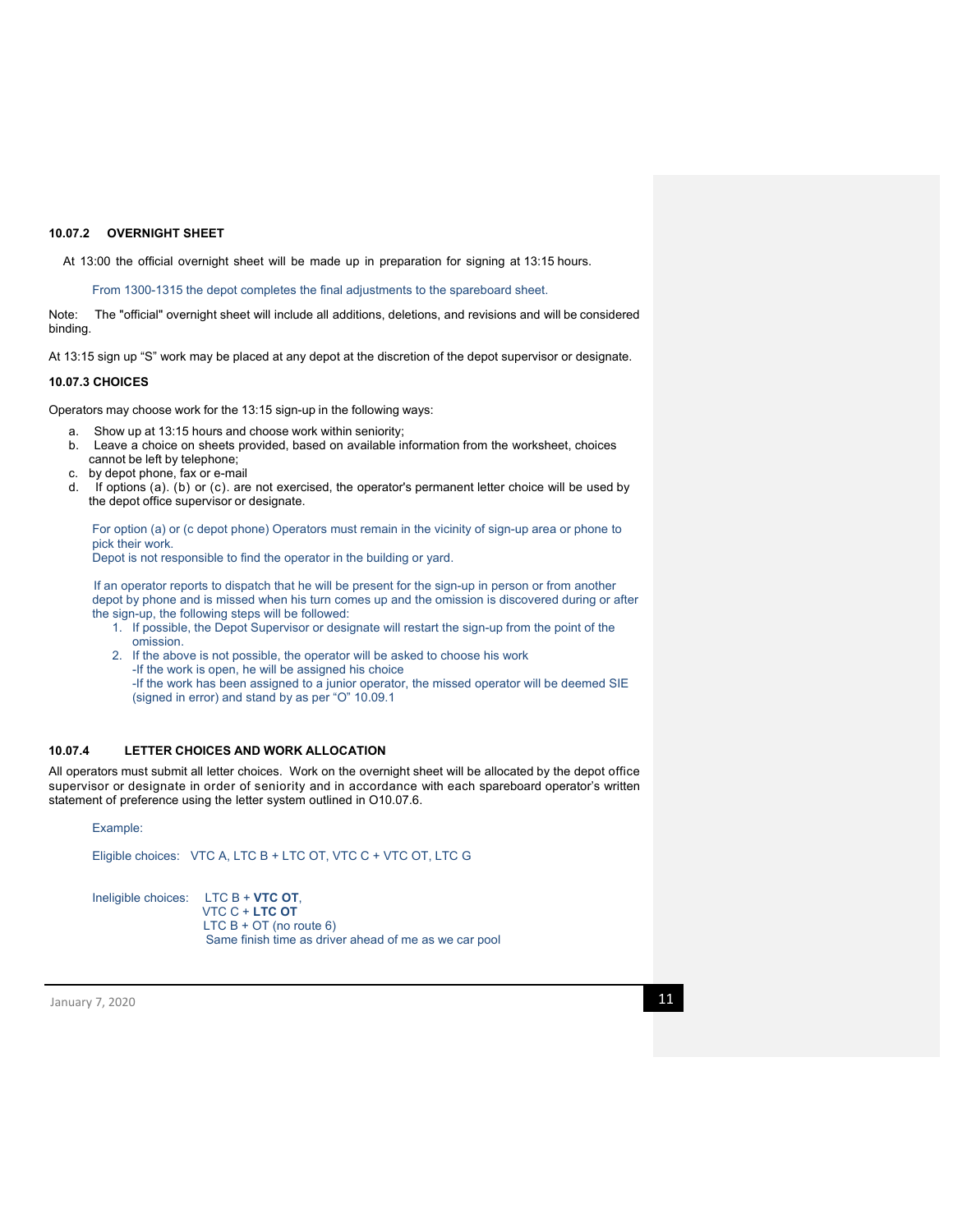#### 10.07.2 OVERNIGHT SHEET

At 13:00 the official overnight sheet will be made up in preparation for signing at 13:15 hours.

From 1300-1315 the depot completes the final adjustments to the spareboard sheet.

Note: The "official" overnight sheet will include all additions, deletions, and revisions and will be considered binding.

At 13:15 sign up "S" work may be placed at any depot at the discretion of the depot supervisor or designate.

#### 10.07.3 CHOICES

Operators may choose work for the 13:15 sign-up in the following ways:

a. Show up at 13:15 hours and choose work within seniority;
b. Leave a choice on sheets provided, based on available information from the worksheet, choices cannot be left by telephone;
c. by depot phone, fax or e-mail
d. If options (a). (b) or (c). are not exercised, the operator's permanent letter choice will be used by the depot office supervisor or designate.

For option (a) or (c depot phone) Operators must remain in the vicinity of sign-up area or phone to pick their work.
Depot is not responsible to find the operator in the building or yard.

If an operator reports to dispatch that he will be present for the sign-up in person or from another depot by phone and is missed when his turn comes up and the omission is discovered during or after the sign-up, the following steps will be followed:

1. If possible, the Depot Supervisor or designate will restart the sign-up from the point of the omission.
2. If the above is not possible, the operator will be asked to choose his work
   -If the work is open, he will be assigned his choice
   -If the work has been assigned to a junior operator, the missed operator will be deemed SIE (signed in error) and stand by as per "O" 10.09.1

#### 10.07.4 LETTER CHOICES AND WORK ALLOCATION

All operators must submit all letter choices. Work on the overnight sheet will be allocated by the depot office supervisor or designate in order of seniority and in accordance with each spareboard operator's written statement of preference using the letter system outlined in O10.07.6.

Example:

Eligible choices: VTC A, LTC B + LTC OT, VTC C + VTC OT, LTC G

Ineligible choices: LTC B + **VTC OT**,
VTC C + **LTC OT**
LTC B + OT (no route 6)
Same finish time as driver ahead of me as we car pool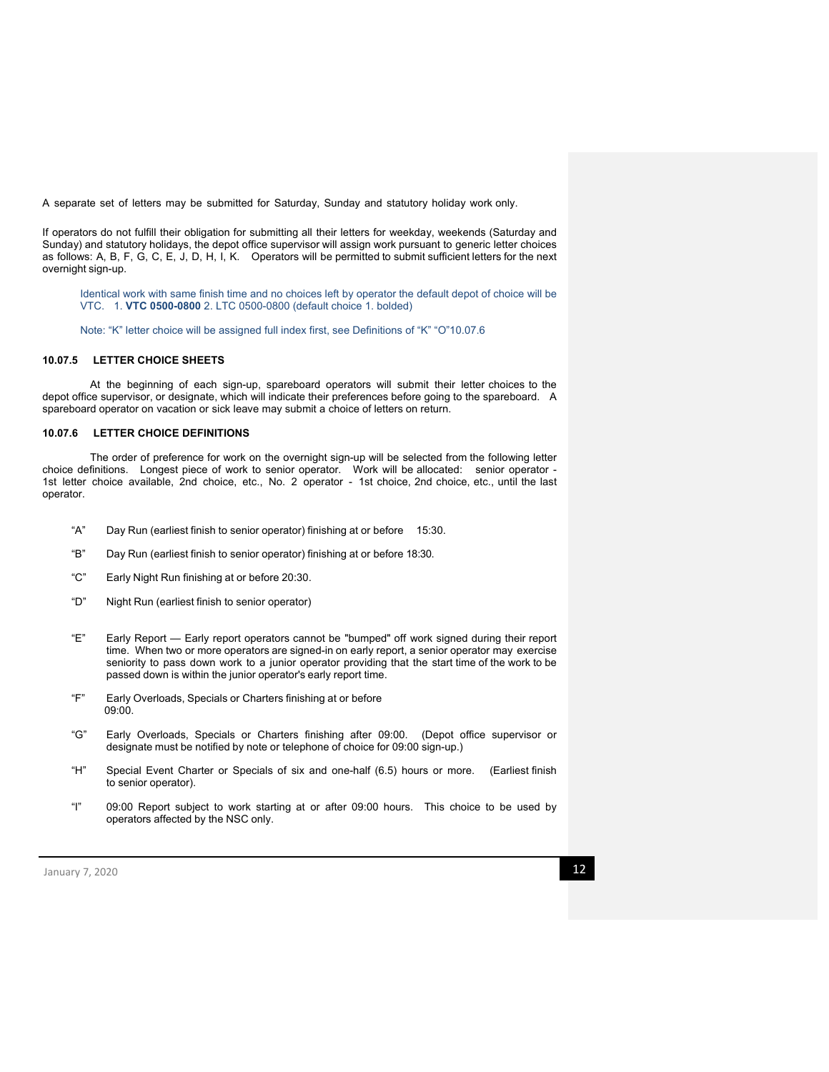A separate set of letters may be submitted for Saturday, Sunday and statutory holiday work only.

If operators do not fulfill their obligation for submitting all their letters for weekday, weekends (Saturday and Sunday) and statutory holidays, the depot office supervisor will assign work pursuant to generic letter choices as follows: A, B, F, G, C, E, J, D, H, I, K. Operators will be permitted to submit sufficient letters for the next overnight sign-up.

Identical work with same finish time and no choices left by operator the default depot of choice will be VTC. 1. **VTC 0500-0800** 2. LTC 0500-0800 (default choice 1. bolded)

Note: "K" letter choice will be assigned full index first, see Definitions of "K" "O"10.07.6

### 10.07.5 LETTER CHOICE SHEETS

At the beginning of each sign-up, spareboard operators will submit their letter choices to the depot office supervisor, or designate, which will indicate their preferences before going to the spareboard. A spareboard operator on vacation or sick leave may submit a choice of letters on return.

### 10.07.6 LETTER CHOICE DEFINITIONS

The order of preference for work on the overnight sign-up will be selected from the following letter choice definitions. Longest piece of work to senior operator. Work will be allocated: senior operator - 1st letter choice available, 2nd choice, etc., No. 2 operator - 1st choice, 2nd choice, etc., until the last operator.

"A" Day Run (earliest finish to senior operator) finishing at or before 15:30.

"B" Day Run (earliest finish to senior operator) finishing at or before 18:30.

"C" Early Night Run finishing at or before 20:30.

"D" Night Run (earliest finish to senior operator)

"E" Early Report — Early report operators cannot be "bumped" off work signed during their report time. When two or more operators are signed-in on early report, a senior operator may exercise seniority to pass down work to a junior operator providing that the start time of the work to be passed down is within the junior operator's early report time.

"F" Early Overloads, Specials or Charters finishing at or before 09:00.

"G" Early Overloads, Specials or Charters finishing after 09:00. (Depot office supervisor or designate must be notified by note or telephone of choice for 09:00 sign-up.)

"H" Special Event Charter or Specials of six and one-half (6.5) hours or more. (Earliest finish to senior operator).

"I" 09:00 Report subject to work starting at or after 09:00 hours. This choice to be used by operators affected by the NSC only.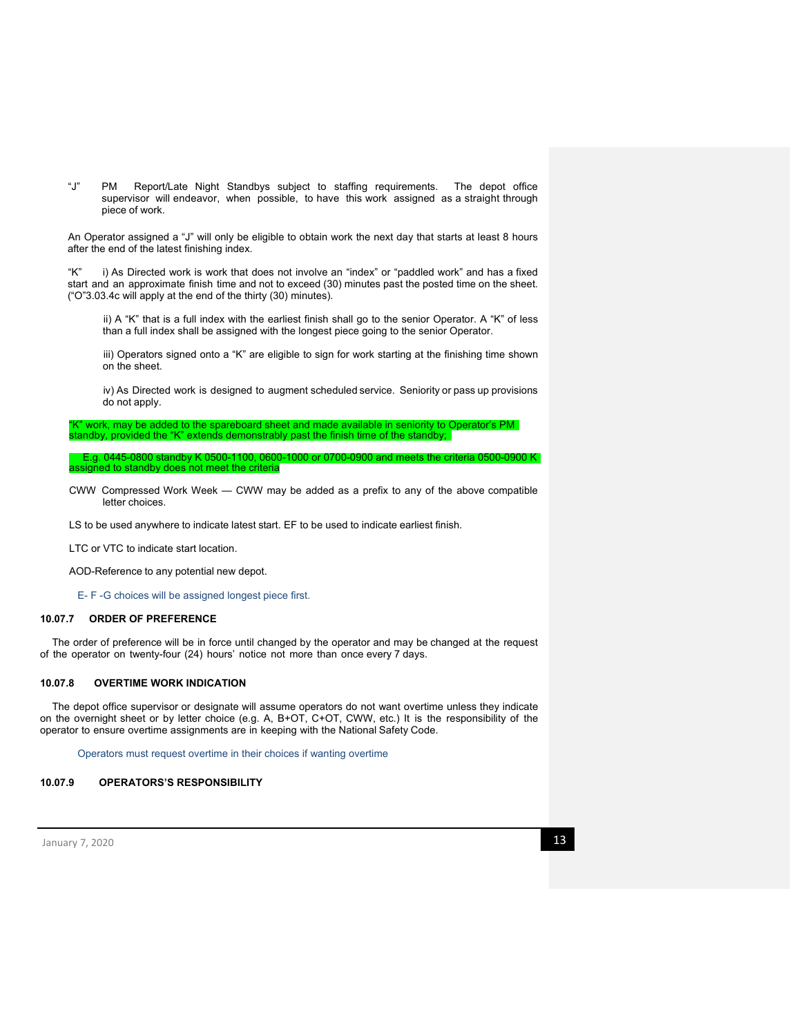"J" PM Report/Late Night Standbys subject to staffing requirements. The depot office supervisor will endeavor, when possible, to have this work assigned as a straight through piece of work.

An Operator assigned a "J" will only be eligible to obtain work the next day that starts at least 8 hours after the end of the latest finishing index.

"K" i) As Directed work is work that does not involve an "index" or "paddled work" and has a fixed start and an approximate finish time and not to exceed (30) minutes past the posted time on the sheet. ("O"3.03.4c will apply at the end of the thirty (30) minutes).

ii) A "K" that is a full index with the earliest finish shall go to the senior Operator. A "K" of less than a full index shall be assigned with the longest piece going to the senior Operator.

iii) Operators signed onto a "K" are eligible to sign for work starting at the finishing time shown on the sheet.

iv) As Directed work is designed to augment scheduled service. Seniority or pass up provisions do not apply.

"K" work, may be added to the spareboard sheet and made available in seniority to Operator's PM standby, provided the "K" extends demonstrably past the finish time of the standby;

E.g. 0445-0800 standby K 0500-1100, 0600-1000 or 0700-0900 and meets the criteria 0500-0900 K assigned to standby does not meet the criteria

CWW Compressed Work Week — CWW may be added as a prefix to any of the above compatible letter choices.

LS to be used anywhere to indicate latest start. EF to be used to indicate earliest finish.

LTC or VTC to indicate start location.

AOD-Reference to any potential new depot.

E- F -G choices will be assigned longest piece first.

#### 10.07.7 ORDER OF PREFERENCE

The order of preference will be in force until changed by the operator and may be changed at the request of the operator on twenty-four (24) hours' notice not more than once every 7 days.

#### 10.07.8 OVERTIME WORK INDICATION

The depot office supervisor or designate will assume operators do not want overtime unless they indicate on the overnight sheet or by letter choice (e.g. A, B+OT, C+OT, CWW, etc.) It is the responsibility of the operator to ensure overtime assignments are in keeping with the National Safety Code.

Operators must request overtime in their choices if wanting overtime

#### 10.07.9 OPERATORS'S RESPONSIBILITY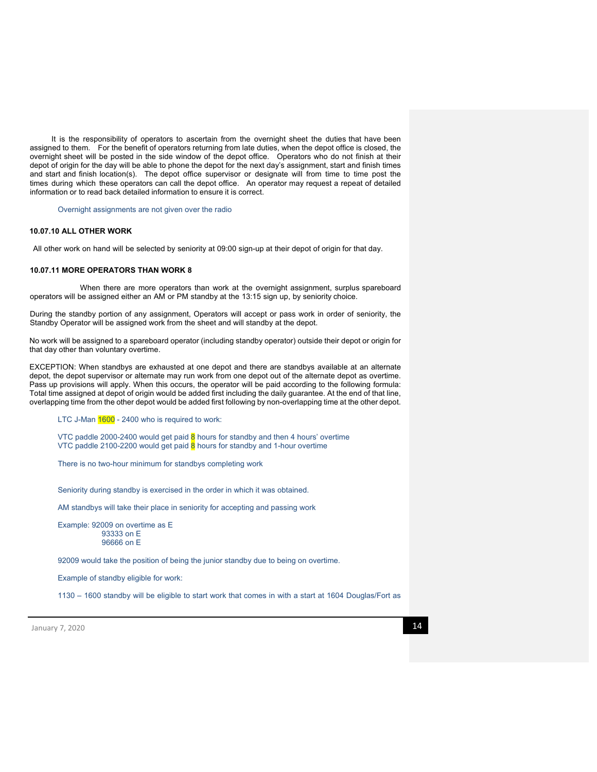It is the responsibility of operators to ascertain from the overnight sheet the duties that have been assigned to them. For the benefit of operators returning from late duties, when the depot office is closed, the overnight sheet will be posted in the side window of the depot office. Operators who do not finish at their depot of origin for the day will be able to phone the depot for the next day's assignment, start and finish times and start and finish location(s). The depot office supervisor or designate will from time to time post the times during which these operators can call the depot office. An operator may request a repeat of detailed information or to read back detailed information to ensure it is correct.

Overnight assignments are not given over the radio

### 10.07.10 ALL OTHER WORK

All other work on hand will be selected by seniority at 09:00 sign-up at their depot of origin for that day.

### 10.07.11 MORE OPERATORS THAN WORK 8

When there are more operators than work at the overnight assignment, surplus spareboard operators will be assigned either an AM or PM standby at the 13:15 sign up, by seniority choice.

During the standby portion of any assignment, Operators will accept or pass work in order of seniority, the Standby Operator will be assigned work from the sheet and will standby at the depot.

No work will be assigned to a spareboard operator (including standby operator) outside their depot or origin for that day other than voluntary overtime.

EXCEPTION: When standbys are exhausted at one depot and there are standbys available at an alternate depot, the depot supervisor or alternate may run work from one depot out of the alternate depot as overtime. Pass up provisions will apply. When this occurs, the operator will be paid according to the following formula: Total time assigned at depot of origin would be added first including the daily guarantee. At the end of that line, overlapping time from the other depot would be added first following by non-overlapping time at the other depot.

LTC J-Man 1600 - 2400 who is required to work:

VTC paddle 2000-2400 would get paid 8 hours for standby and then 4 hours' overtime
VTC paddle 2100-2200 would get paid 8 hours for standby and 1-hour overtime

There is no two-hour minimum for standbys completing work

Seniority during standby is exercised in the order in which it was obtained.

AM standbys will take their place in seniority for accepting and passing work

Example: 92009 on overtime as E
93333 on E
96666 on E

92009 would take the position of being the junior standby due to being on overtime.

Example of standby eligible for work:

1130 – 1600 standby will be eligible to start work that comes in with a start at 1604 Douglas/Fort as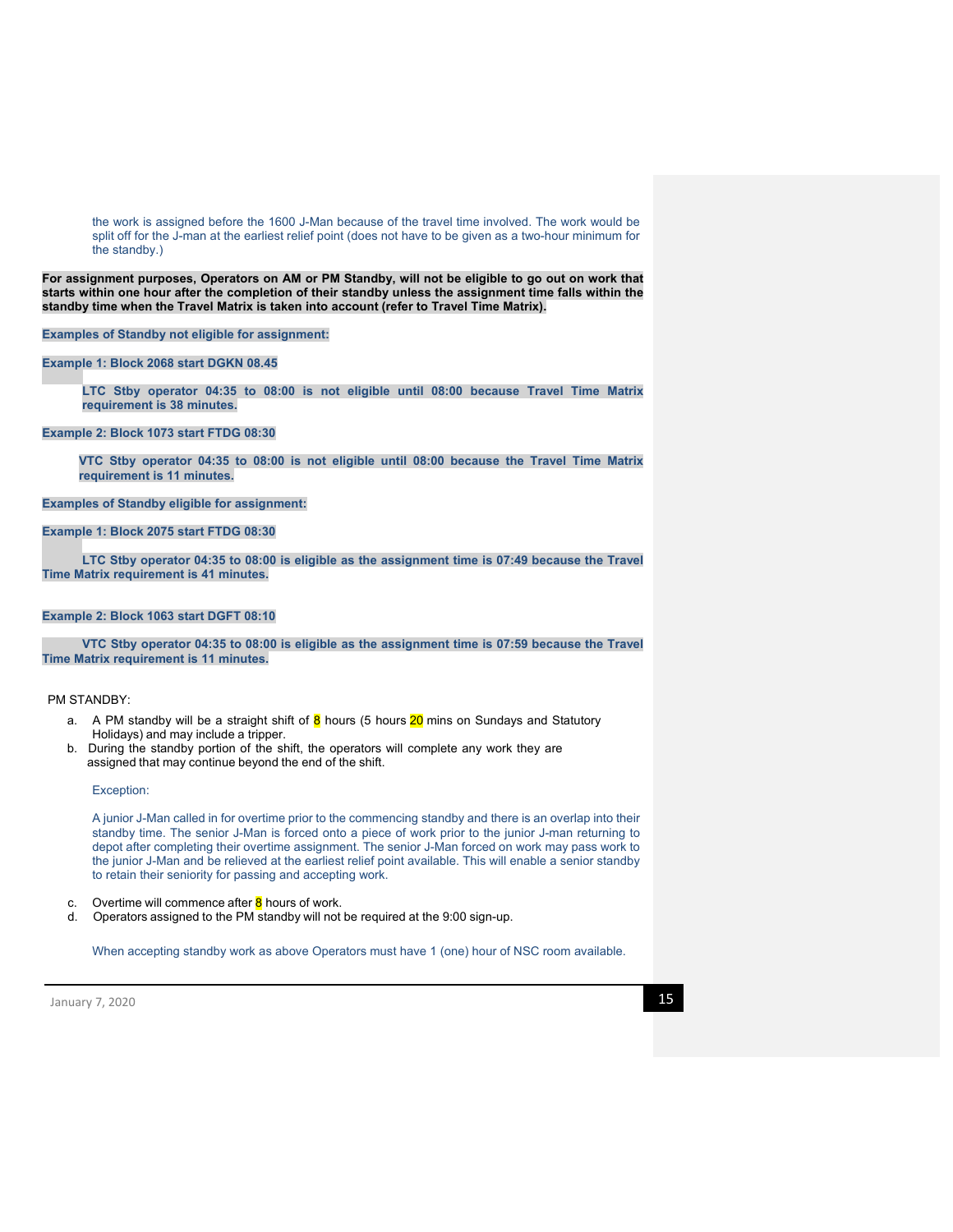the work is assigned before the 1600 J-Man because of the travel time involved. The work would be split off for the J-man at the earliest relief point (does not have to be given as a two-hour minimum for the standby.)

**For assignment purposes, Operators on AM or PM Standby, will not be eligible to go out on work that starts within one hour after the completion of their standby unless the assignment time falls within the standby time when the Travel Matrix is taken into account (refer to Travel Time Matrix).**

**Examples of Standby not eligible for assignment:**

**Example 1: Block 2068 start DGKN 08.45**

**LTC Stby operator 04:35 to 08:00 is not eligible until 08:00 because Travel Time Matrix requirement is 38 minutes.**

**Example 2: Block 1073 start FTDG 08:30**

**VTC Stby operator 04:35 to 08:00 is not eligible until 08:00 because the Travel Time Matrix requirement is 11 minutes.**

**Examples of Standby eligible for assignment:**

**Example 1: Block 2075 start FTDG 08:30**

**LTC Stby operator 04:35 to 08:00 is eligible as the assignment time is 07:49 because the Travel Time Matrix requirement is 41 minutes.**

**Example 2: Block 1063 start DGFT 08:10**

**VTC Stby operator 04:35 to 08:00 is eligible as the assignment time is 07:59 because the Travel Time Matrix requirement is 11 minutes.**

PM STANDBY:

a. A PM standby will be a straight shift of 8 hours (5 hours 20 mins on Sundays and Statutory Holidays) and may include a tripper.
b. During the standby portion of the shift, the operators will complete any work they are assigned that may continue beyond the end of the shift.

Exception:

A junior J-Man called in for overtime prior to the commencing standby and there is an overlap into their standby time. The senior J-Man is forced onto a piece of work prior to the junior J-man returning to depot after completing their overtime assignment. The senior J-Man forced on work may pass work to the junior J-Man and be relieved at the earliest relief point available. This will enable a senior standby to retain their seniority for passing and accepting work.

c. Overtime will commence after 8 hours of work.
d. Operators assigned to the PM standby will not be required at the 9:00 sign-up.

When accepting standby work as above Operators must have 1 (one) hour of NSC room available.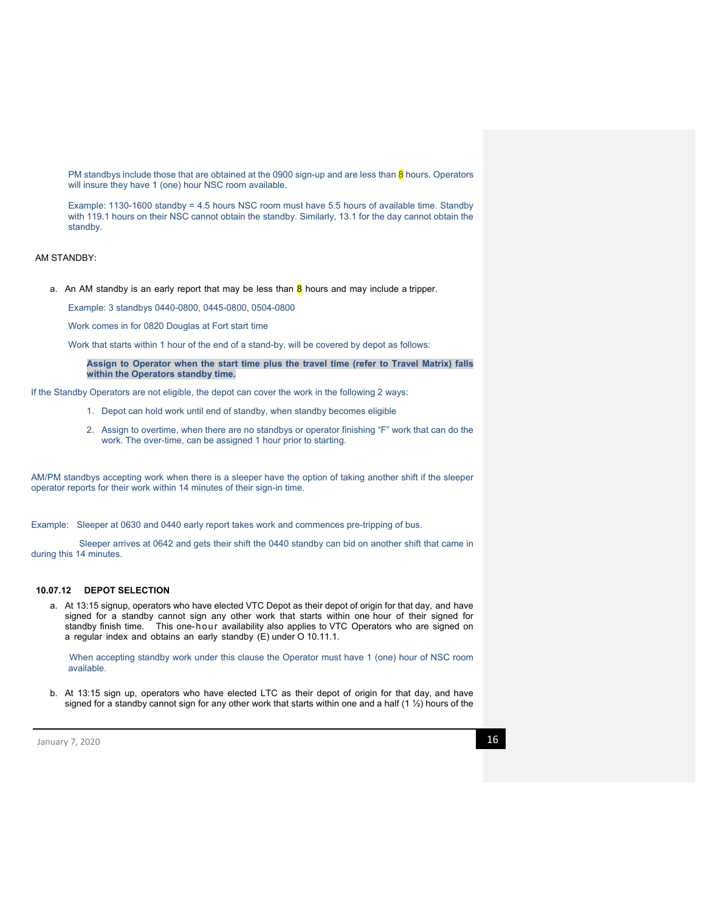PM standbys include those that are obtained at the 0900 sign-up and are less than 8 hours. Operators will insure they have 1 (one) hour NSC room available.

Example: 1130-1600 standby = 4.5 hours NSC room must have 5.5 hours of available time. Standby with 119.1 hours on their NSC cannot obtain the standby. Similarly, 13.1 for the day cannot obtain the standby.

AM STANDBY:

a. An AM standby is an early report that may be less than 8 hours and may include a tripper.

Example: 3 standbys 0440-0800, 0445-0800, 0504-0800

Work comes in for 0820 Douglas at Fort start time

Work that starts within 1 hour of the end of a stand-by, will be covered by depot as follows:

**Assign to Operator when the start time plus the travel time (refer to Travel Matrix) falls within the Operators standby time.**

If the Standby Operators are not eligible, the depot can cover the work in the following 2 ways:

1. Depot can hold work until end of standby, when standby becomes eligible
2. Assign to overtime, when there are no standbys or operator finishing "F" work that can do the work. The over-time, can be assigned 1 hour prior to starting.

AM/PM standbys accepting work when there is a sleeper have the option of taking another shift if the sleeper operator reports for their work within 14 minutes of their sign-in time.

Example: Sleeper at 0630 and 0440 early report takes work and commences pre-tripping of bus.

Sleeper arrives at 0642 and gets their shift the 0440 standby can bid on another shift that came in during this 14 minutes.

#### 10.07.12 DEPOT SELECTION

a. At 13:15 signup, operators who have elected VTC Depot as their depot of origin for that day, and have signed for a standby cannot sign any other work that starts within one hour of their signed for standby finish time. This one-hour availability also applies to VTC Operators who are signed on a regular index and obtains an early standby (E) under O 10.11.1.

   When accepting standby work under this clause the Operator must have 1 (one) hour of NSC room available.

b. At 13:15 sign up, operators who have elected LTC as their depot of origin for that day, and have signed for a standby cannot sign for any other work that starts within one and a half (1 ½) hours of the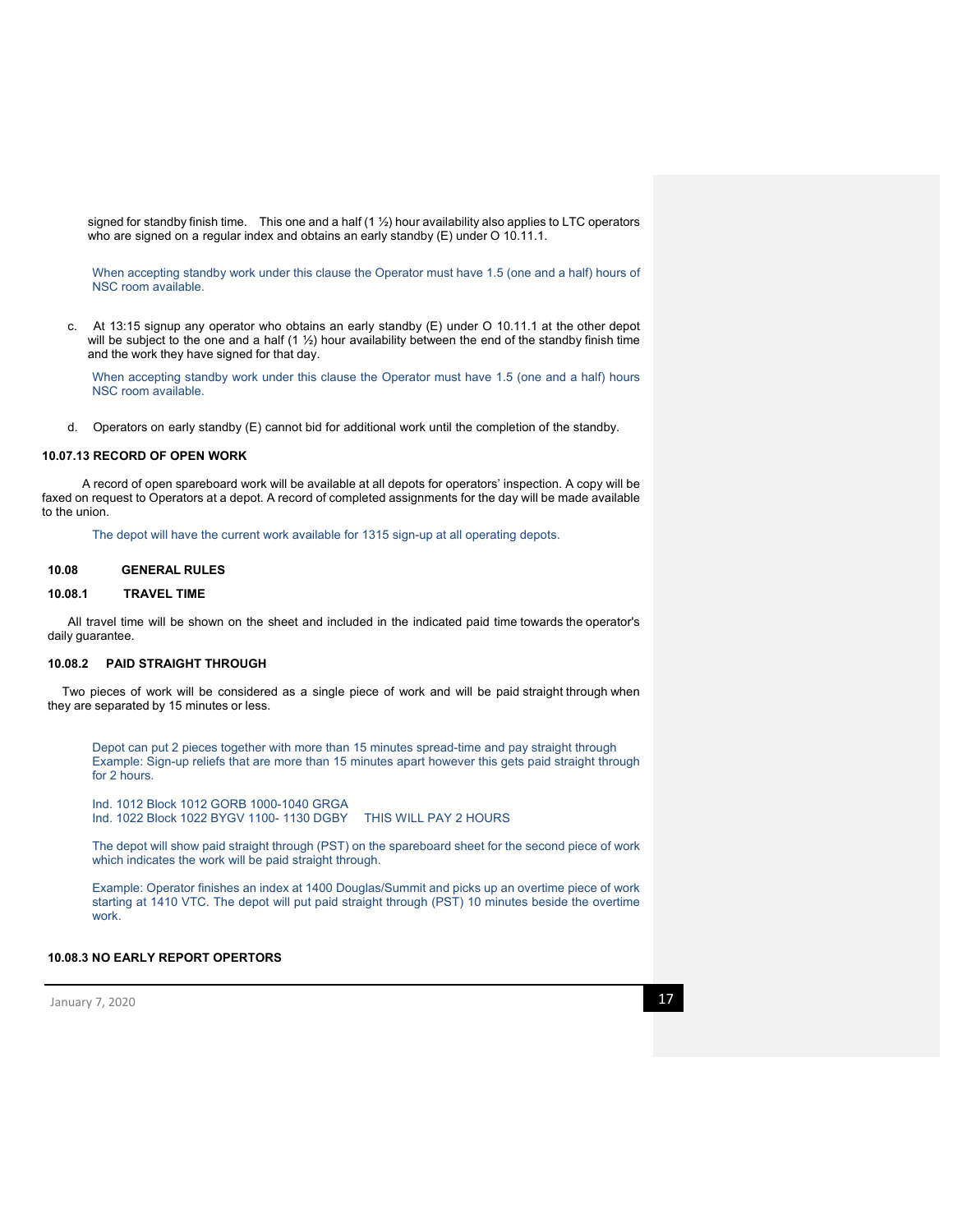signed for standby finish time. This one and a half (1 ½) hour availability also applies to LTC operators who are signed on a regular index and obtains an early standby (E) under O 10.11.1.

When accepting standby work under this clause the Operator must have 1.5 (one and a half) hours of NSC room available.

c. At 13:15 signup any operator who obtains an early standby (E) under O 10.11.1 at the other depot will be subject to the one and a half (1 ½) hour availability between the end of the standby finish time and the work they have signed for that day.

When accepting standby work under this clause the Operator must have 1.5 (one and a half) hours NSC room available.

d. Operators on early standby (E) cannot bid for additional work until the completion of the standby.

**10.07.13 RECORD OF OPEN WORK**

A record of open spareboard work will be available at all depots for operators' inspection. A copy will be faxed on request to Operators at a depot. A record of completed assignments for the day will be made available to the union.

The depot will have the current work available for 1315 sign-up at all operating depots.

## 10.08 GENERAL RULES

### 10.08.1 TRAVEL TIME

All travel time will be shown on the sheet and included in the indicated paid time towards the operator's daily guarantee.

### 10.08.2 PAID STRAIGHT THROUGH

Two pieces of work will be considered as a single piece of work and will be paid straight through when they are separated by 15 minutes or less.

Depot can put 2 pieces together with more than 15 minutes spread-time and pay straight through
Example: Sign-up reliefs that are more than 15 minutes apart however this gets paid straight through for 2 hours.

Ind. 1012 Block 1012 GORB 1000-1040 GRGA
Ind. 1022 Block 1022 BYGV 1100- 1130 DGBY THIS WILL PAY 2 HOURS

The depot will show paid straight through (PST) on the spareboard sheet for the second piece of work which indicates the work will be paid straight through.

Example: Operator finishes an index at 1400 Douglas/Summit and picks up an overtime piece of work starting at 1410 VTC. The depot will put paid straight through (PST) 10 minutes beside the overtime work.

### 10.08.3 NO EARLY REPORT OPERTORS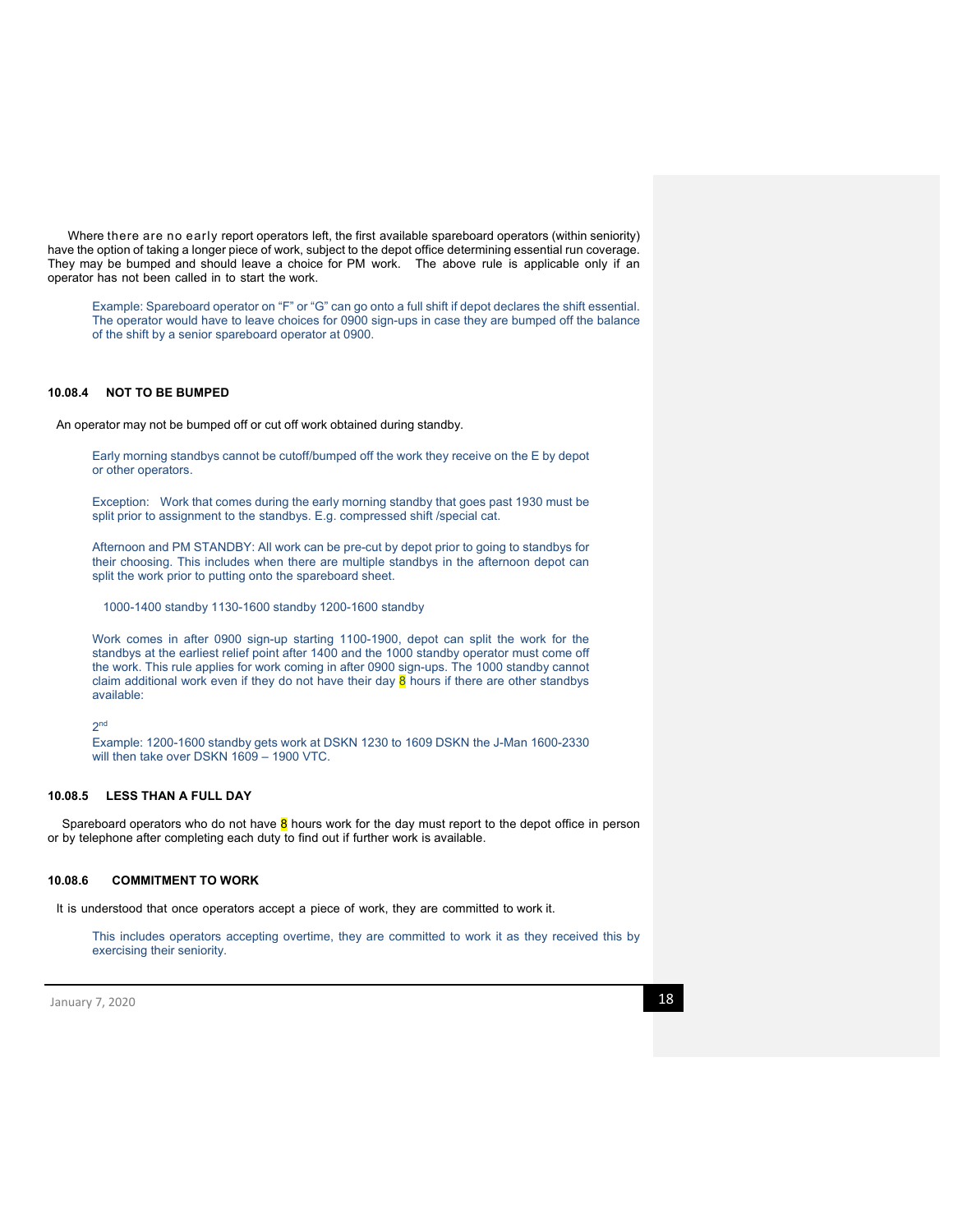Where there are no early report operators left, the first available spareboard operators (within seniority) have the option of taking a longer piece of work, subject to the depot office determining essential run coverage. They may be bumped and should leave a choice for PM work. The above rule is applicable only if an operator has not been called in to start the work.

> Example: Spareboard operator on "F" or "G" can go onto a full shift if depot declares the shift essential. The operator would have to leave choices for 0900 sign-ups in case they are bumped off the balance of the shift by a senior spareboard operator at 0900.

#### 10.08.4 NOT TO BE BUMPED

An operator may not be bumped off or cut off work obtained during standby.

> Early morning standbys cannot be cutoff/bumped off the work they receive on the E by depot or other operators.
>
> Exception: Work that comes during the early morning standby that goes past 1930 must be split prior to assignment to the standbys. E.g. compressed shift /special cat.
>
> Afternoon and PM STANDBY: All work can be pre-cut by depot prior to going to standbys for their choosing. This includes when there are multiple standbys in the afternoon depot can split the work prior to putting onto the spareboard sheet.
>
> 1000-1400 standby 1130-1600 standby 1200-1600 standby
>
> Work comes in after 0900 sign-up starting 1100-1900, depot can split the work for the standbys at the earliest relief point after 1400 and the 1000 standby operator must come off the work. This rule applies for work coming in after 0900 sign-ups. The 1000 standby cannot claim additional work even if they do not have their day 8 hours if there are other standbys available:
>
> 2nd
>
> Example: 1200-1600 standby gets work at DSKN 1230 to 1609 DSKN the J-Man 1600-2330 will then take over DSKN 1609 – 1900 VTC.

#### 10.08.5 LESS THAN A FULL DAY

Spareboard operators who do not have 8 hours work for the day must report to the depot office in person or by telephone after completing each duty to find out if further work is available.

#### 10.08.6 COMMITMENT TO WORK

It is understood that once operators accept a piece of work, they are committed to work it.

> This includes operators accepting overtime, they are committed to work it as they received this by exercising their seniority.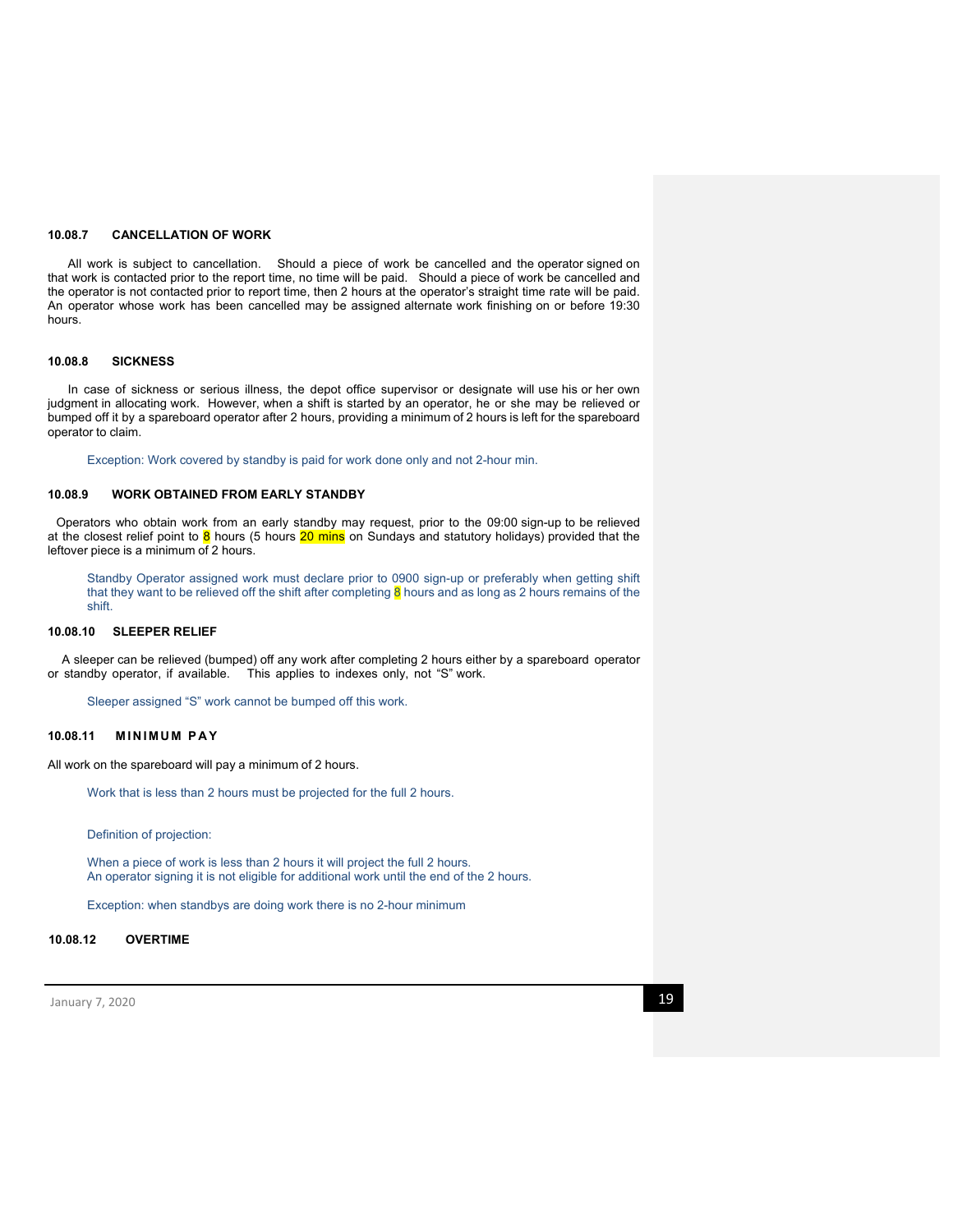#### 10.08.7 CANCELLATION OF WORK

All work is subject to cancellation. Should a piece of work be cancelled and the operator signed on that work is contacted prior to the report time, no time will be paid. Should a piece of work be cancelled and the operator is not contacted prior to report time, then 2 hours at the operator's straight time rate will be paid. An operator whose work has been cancelled may be assigned alternate work finishing on or before 19:30 hours.

#### 10.08.8 SICKNESS

In case of sickness or serious illness, the depot office supervisor or designate will use his or her own judgment in allocating work. However, when a shift is started by an operator, he or she may be relieved or bumped off it by a spareboard operator after 2 hours, providing a minimum of 2 hours is left for the spareboard operator to claim.

> Exception: Work covered by standby is paid for work done only and not 2-hour min.

#### 10.08.9 WORK OBTAINED FROM EARLY STANDBY

Operators who obtain work from an early standby may request, prior to the 09:00 sign-up to be relieved at the closest relief point to 8 hours (5 hours 20 mins on Sundays and statutory holidays) provided that the leftover piece is a minimum of 2 hours.

> Standby Operator assigned work must declare prior to 0900 sign-up or preferably when getting shift that they want to be relieved off the shift after completing 8 hours and as long as 2 hours remains of the shift.

#### 10.08.10 SLEEPER RELIEF

A sleeper can be relieved (bumped) off any work after completing 2 hours either by a spareboard operator or standby operator, if available. This applies to indexes only, not "S" work.

> Sleeper assigned "S" work cannot be bumped off this work.

#### 10.08.11 MINIMUM PAY

All work on the spareboard will pay a minimum of 2 hours.

> Work that is less than 2 hours must be projected for the full 2 hours.
>
> Definition of projection:
>
> When a piece of work is less than 2 hours it will project the full 2 hours.
> An operator signing it is not eligible for additional work until the end of the 2 hours.
>
> Exception: when standbys are doing work there is no 2-hour minimum

#### 10.08.12 OVERTIME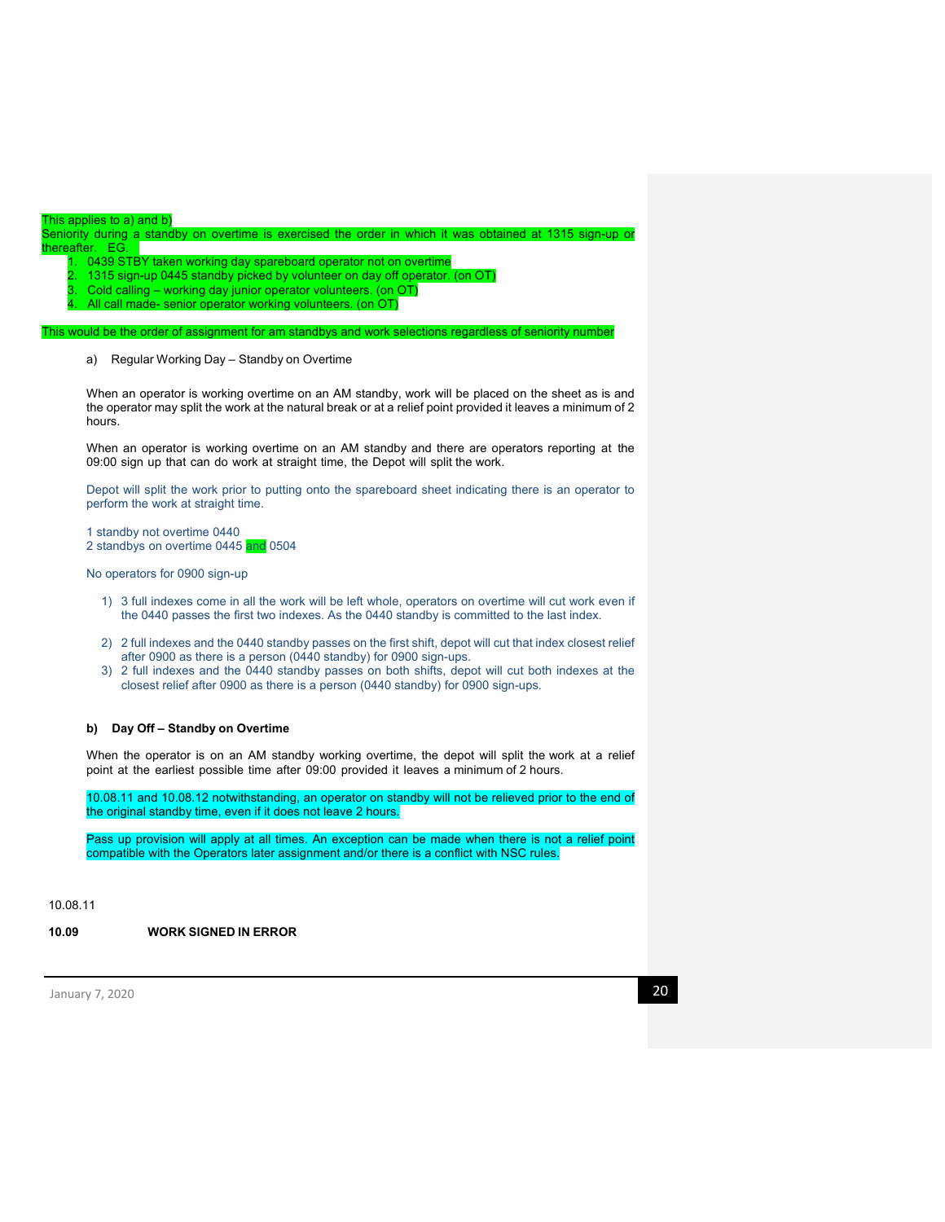This applies to a) and b)
Seniority during a standby on overtime is exercised the order in which it was obtained at 1315 sign-up or thereafter. EG.

1. 0439 STBY taken working day spareboard operator not on overtime
2. 1315 sign-up 0445 standby picked by volunteer on day off operator. (on OT)
3. Cold calling – working day junior operator volunteers. (on OT)
4. All call made- senior operator working volunteers. (on OT)

This would be the order of assignment for am standbys and work selections regardless of seniority number

a) Regular Working Day – Standby on Overtime

When an operator is working overtime on an AM standby, work will be placed on the sheet as is and the operator may split the work at the natural break or at a relief point provided it leaves a minimum of 2 hours.

When an operator is working overtime on an AM standby and there are operators reporting at the 09:00 sign up that can do work at straight time, the Depot will split the work.

Depot will split the work prior to putting onto the spareboard sheet indicating there is an operator to perform the work at straight time.

1 standby not overtime 0440
2 standbys on overtime 0445 and 0504

No operators for 0900 sign-up

1) 3 full indexes come in all the work will be left whole, operators on overtime will cut work even if the 0440 passes the first two indexes. As the 0440 standby is committed to the last index.
2) 2 full indexes and the 0440 standby passes on the first shift, depot will cut that index closest relief after 0900 as there is a person (0440 standby) for 0900 sign-ups.
3) 2 full indexes and the 0440 standby passes on both shifts, depot will cut both indexes at the closest relief after 0900 as there is a person (0440 standby) for 0900 sign-ups.

**b) Day Off – Standby on Overtime**

When the operator is on an AM standby working overtime, the depot will split the work at a relief point at the earliest possible time after 09:00 provided it leaves a minimum of 2 hours.

10.08.11 and 10.08.12 notwithstanding, an operator on standby will not be relieved prior to the end of the original standby time, even if it does not leave 2 hours.

Pass up provision will apply at all times. An exception can be made when there is not a relief point compatible with the Operators later assignment and/or there is a conflict with NSC rules.

10.08.11

**10.09 WORK SIGNED IN ERROR**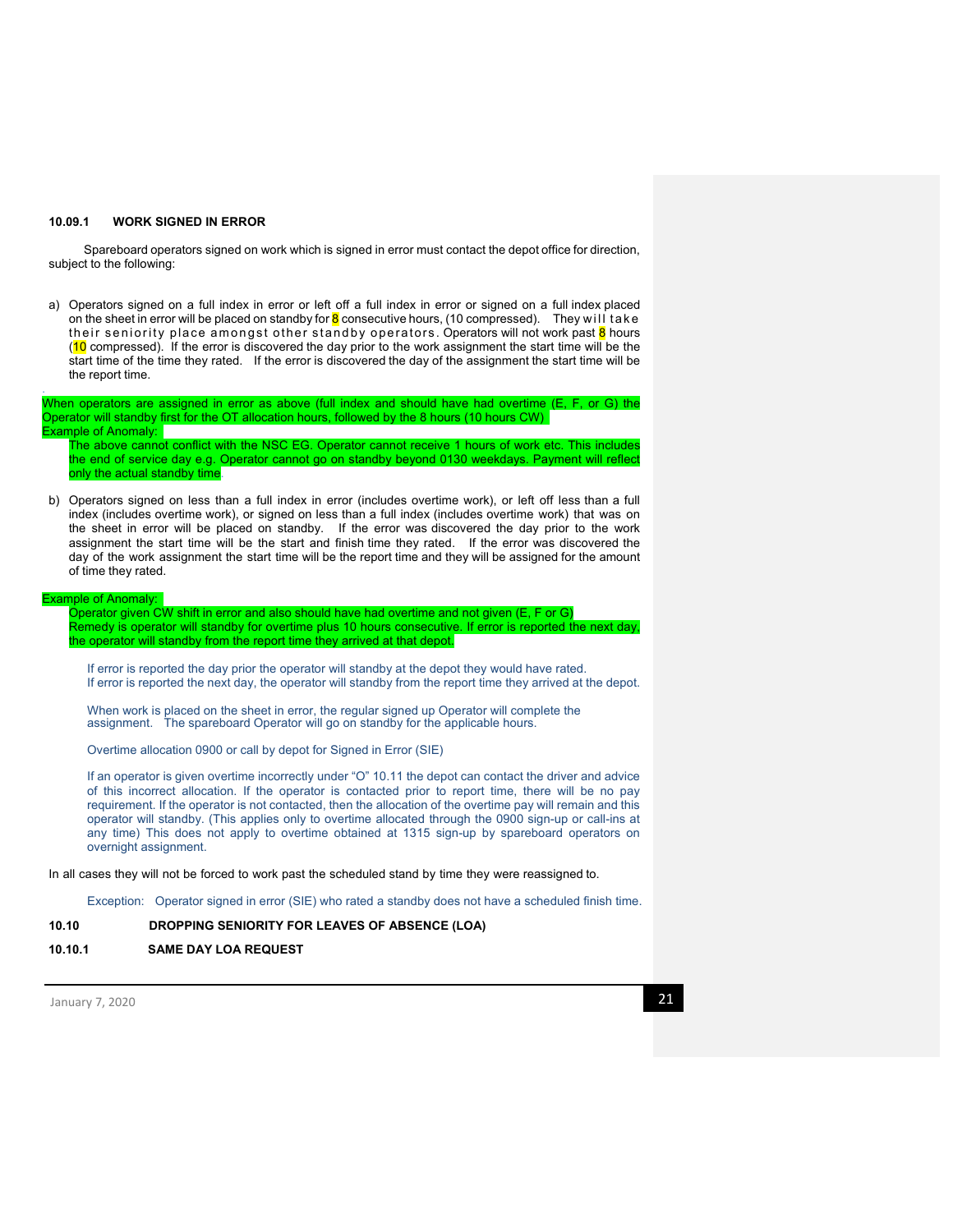### 10.09.1 WORK SIGNED IN ERROR

Spareboard operators signed on work which is signed in error must contact the depot office for direction, subject to the following:

a) Operators signed on a full index in error or left off a full index in error or signed on a full index placed on the sheet in error will be placed on standby for 8 consecutive hours, (10 compressed). They will take their seniority place amongst other standby operators. Operators will not work past 8 hours (10 compressed). If the error is discovered the day prior to the work assignment the start time will be the start time of the time they rated. If the error is discovered the day of the assignment the start time will be the report time.

When operators are assigned in error as above (full index and should have had overtime (E, F, or G) the Operator will standby first for the OT allocation hours, followed by the 8 hours (10 hours CW).

Example of Anomaly:

The above cannot conflict with the NSC EG. Operator cannot receive 1 hours of work etc. This includes the end of service day e.g. Operator cannot go on standby beyond 0130 weekdays. Payment will reflect only the actual standby time.

b) Operators signed on less than a full index in error (includes overtime work), or left off less than a full index (includes overtime work), or signed on less than a full index (includes overtime work) that was on the sheet in error will be placed on standby. If the error was discovered the day prior to the work assignment the start time will be the start and finish time they rated. If the error was discovered the day of the work assignment the start time will be the report time and they will be assigned for the amount of time they rated.

Example of Anomaly:

Operator given CW shift in error and also should have had overtime and not given (E, F or G)
Remedy is operator will standby for overtime plus 10 hours consecutive. If error is reported the next day, the operator will standby from the report time they arrived at that depot.

If error is reported the day prior the operator will standby at the depot they would have rated.
If error is reported the next day, the operator will standby from the report time they arrived at the depot.

When work is placed on the sheet in error, the regular signed up Operator will complete the assignment. The spareboard Operator will go on standby for the applicable hours.

Overtime allocation 0900 or call by depot for Signed in Error (SIE)

If an operator is given overtime incorrectly under "O" 10.11 the depot can contact the driver and advice of this incorrect allocation. If the operator is contacted prior to report time, there will be no pay requirement. If the operator is not contacted, then the allocation of the overtime pay will remain and this operator will standby. (This applies only to overtime allocated through the 0900 sign-up or call-ins at any time) This does not apply to overtime obtained at 1315 sign-up by spareboard operators on overnight assignment.

In all cases they will not be forced to work past the scheduled stand by time they were reassigned to.

Exception: Operator signed in error (SIE) who rated a standby does not have a scheduled finish time.

### 10.10 DROPPING SENIORITY FOR LEAVES OF ABSENCE (LOA)

### 10.10.1 SAME DAY LOA REQUEST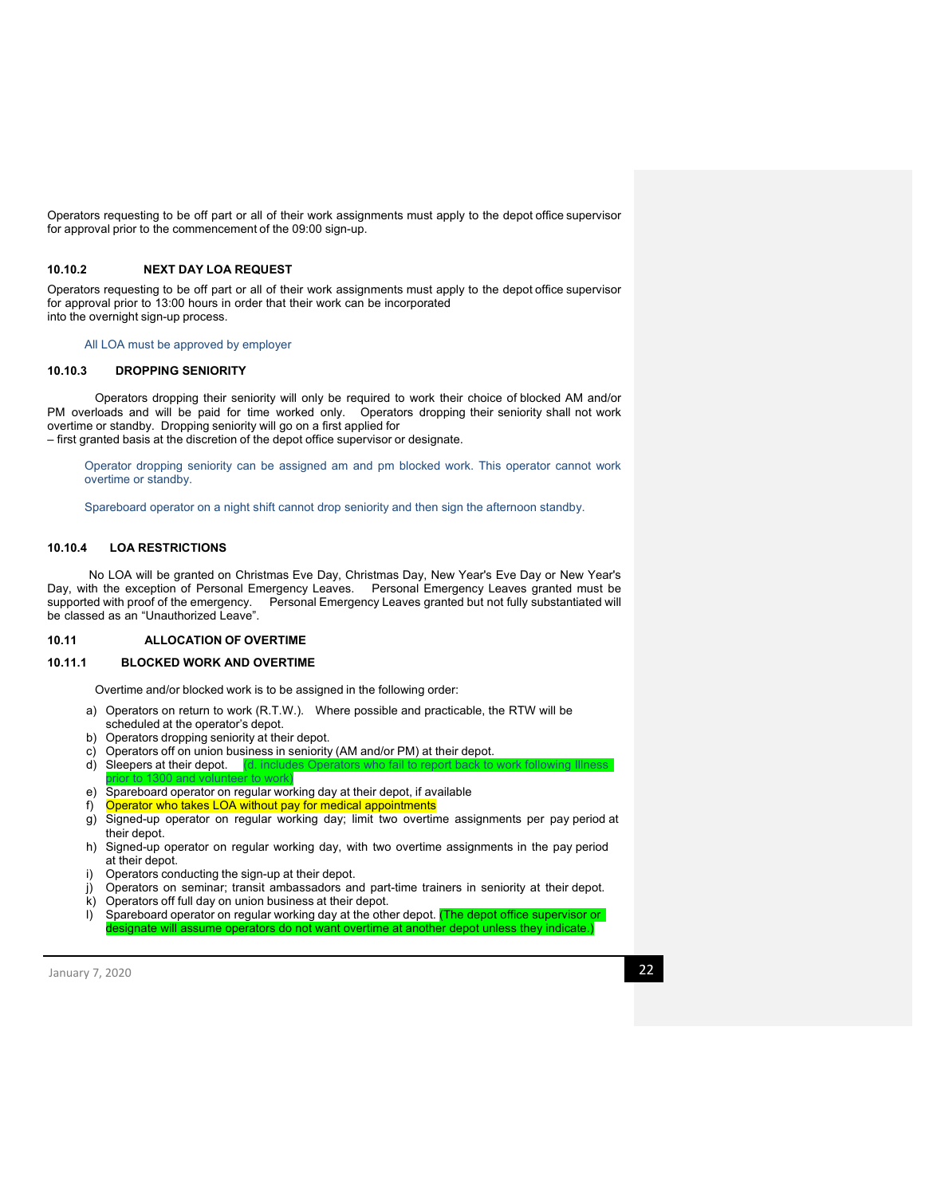Operators requesting to be off part or all of their work assignments must apply to the depot office supervisor for approval prior to the commencement of the 09:00 sign-up.

#### 10.10.2 NEXT DAY LOA REQUEST

Operators requesting to be off part or all of their work assignments must apply to the depot office supervisor for approval prior to 13:00 hours in order that their work can be incorporated into the overnight sign-up process.

All LOA must be approved by employer

#### 10.10.3 DROPPING SENIORITY

Operators dropping their seniority will only be required to work their choice of blocked AM and/or PM overloads and will be paid for time worked only. Operators dropping their seniority shall not work overtime or standby. Dropping seniority will go on a first applied for – first granted basis at the discretion of the depot office supervisor or designate.

Operator dropping seniority can be assigned am and pm blocked work. This operator cannot work overtime or standby.

Spareboard operator on a night shift cannot drop seniority and then sign the afternoon standby.

#### 10.10.4 LOA RESTRICTIONS

No LOA will be granted on Christmas Eve Day, Christmas Day, New Year's Eve Day or New Year's Day, with the exception of Personal Emergency Leaves. Personal Emergency Leaves granted must be supported with proof of the emergency. Personal Emergency Leaves granted but not fully substantiated will be classed as an "Unauthorized Leave".

### 10.11 ALLOCATION OF OVERTIME

#### 10.11.1 BLOCKED WORK AND OVERTIME

Overtime and/or blocked work is to be assigned in the following order:

a) Operators on return to work (R.T.W.). Where possible and practicable, the RTW will be scheduled at the operator's depot.
b) Operators dropping seniority at their depot.
c) Operators off on union business in seniority (AM and/or PM) at their depot.
d) Sleepers at their depot. (d. includes Operators who fail to report back to work following Illness prior to 1300 and volunteer to work)
e) Spareboard operator on regular working day at their depot, if available
f) Operator who takes LOA without pay for medical appointments
g) Signed-up operator on regular working day; limit two overtime assignments per pay period at their depot.
h) Signed-up operator on regular working day, with two overtime assignments in the pay period at their depot.
i) Operators conducting the sign-up at their depot.
j) Operators on seminar; transit ambassadors and part-time trainers in seniority at their depot.
k) Operators off full day on union business at their depot.
l) Spareboard operator on regular working day at the other depot. (The depot office supervisor or designate will assume operators do not want overtime at another depot unless they indicate.)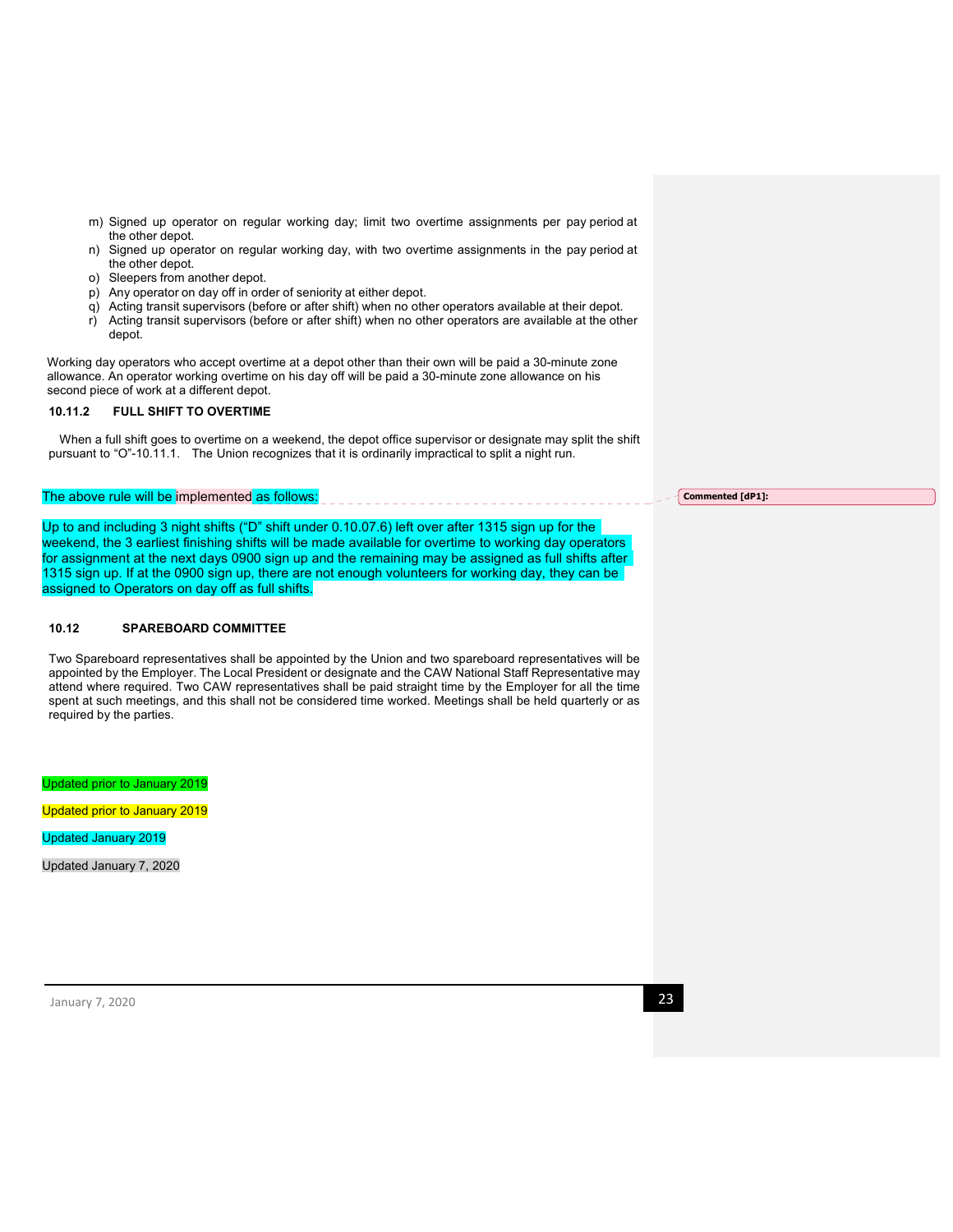m) Signed up operator on regular working day; limit two overtime assignments per pay period at the other depot.
n) Signed up operator on regular working day, with two overtime assignments in the pay period at the other depot.
o) Sleepers from another depot.
p) Any operator on day off in order of seniority at either depot.
q) Acting transit supervisors (before or after shift) when no other operators available at their depot.
r) Acting transit supervisors (before or after shift) when no other operators are available at the other depot.

Working day operators who accept overtime at a depot other than their own will be paid a 30-minute zone allowance. An operator working overtime on his day off will be paid a 30-minute zone allowance on his second piece of work at a different depot.

### 10.11.2 FULL SHIFT TO OVERTIME

When a full shift goes to overtime on a weekend, the depot office supervisor or designate may split the shift pursuant to "O"-10.11.1. The Union recognizes that it is ordinarily impractical to split a night run.

The above rule will be implemented as follows:

Commented [dP1]:

Up to and including 3 night shifts ("D" shift under 0.10.07.6) left over after 1315 sign up for the weekend, the 3 earliest finishing shifts will be made available for overtime to working day operators for assignment at the next days 0900 sign up and the remaining may be assigned as full shifts after 1315 sign up. If at the 0900 sign up, there are not enough volunteers for working day, they can be assigned to Operators on day off as full shifts.

### 10.12 SPAREBOARD COMMITTEE

Two Spareboard representatives shall be appointed by the Union and two spareboard representatives will be appointed by the Employer. The Local President or designate and the CAW National Staff Representative may attend where required. Two CAW representatives shall be paid straight time by the Employer for all the time spent at such meetings, and this shall not be considered time worked. Meetings shall be held quarterly or as required by the parties.

Updated prior to January 2019

Updated prior to January 2019

Updated January 2019

Updated January 7, 2020